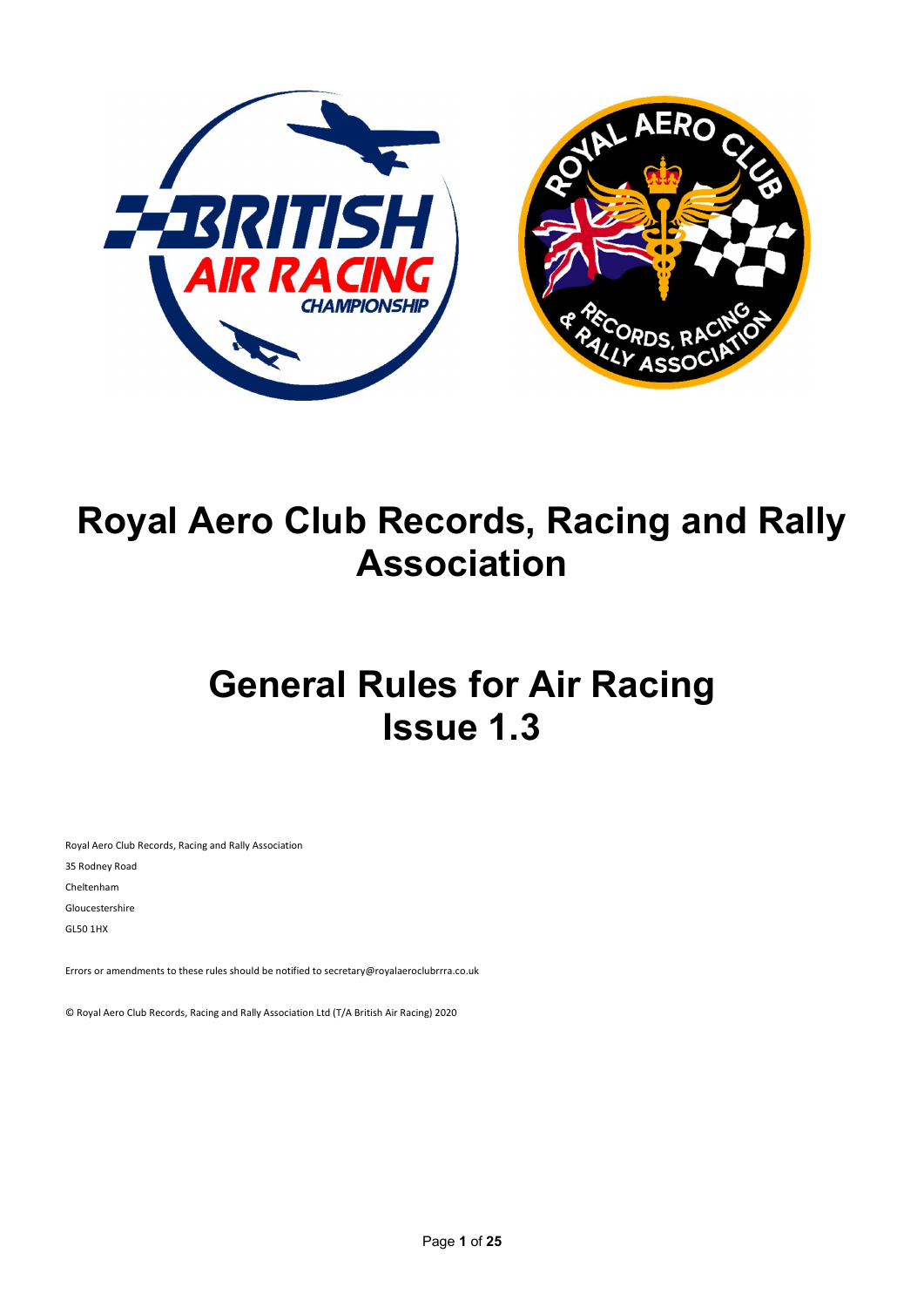# Royal Aero Club Records, Racing and Rally Association

# General Rules for Air Racing
# Issue 1.3

Royal Aero Club Records, Racing and Rally Association

35 Rodney Road

Cheltenham

Gloucestershire

GL50 1HX

Errors or amendments to these rules should be notified to secretary@royalaeroclubrrra.co.uk

© Royal Aero Club Records, Racing and Rally Association Ltd (T/A British Air Racing) 2020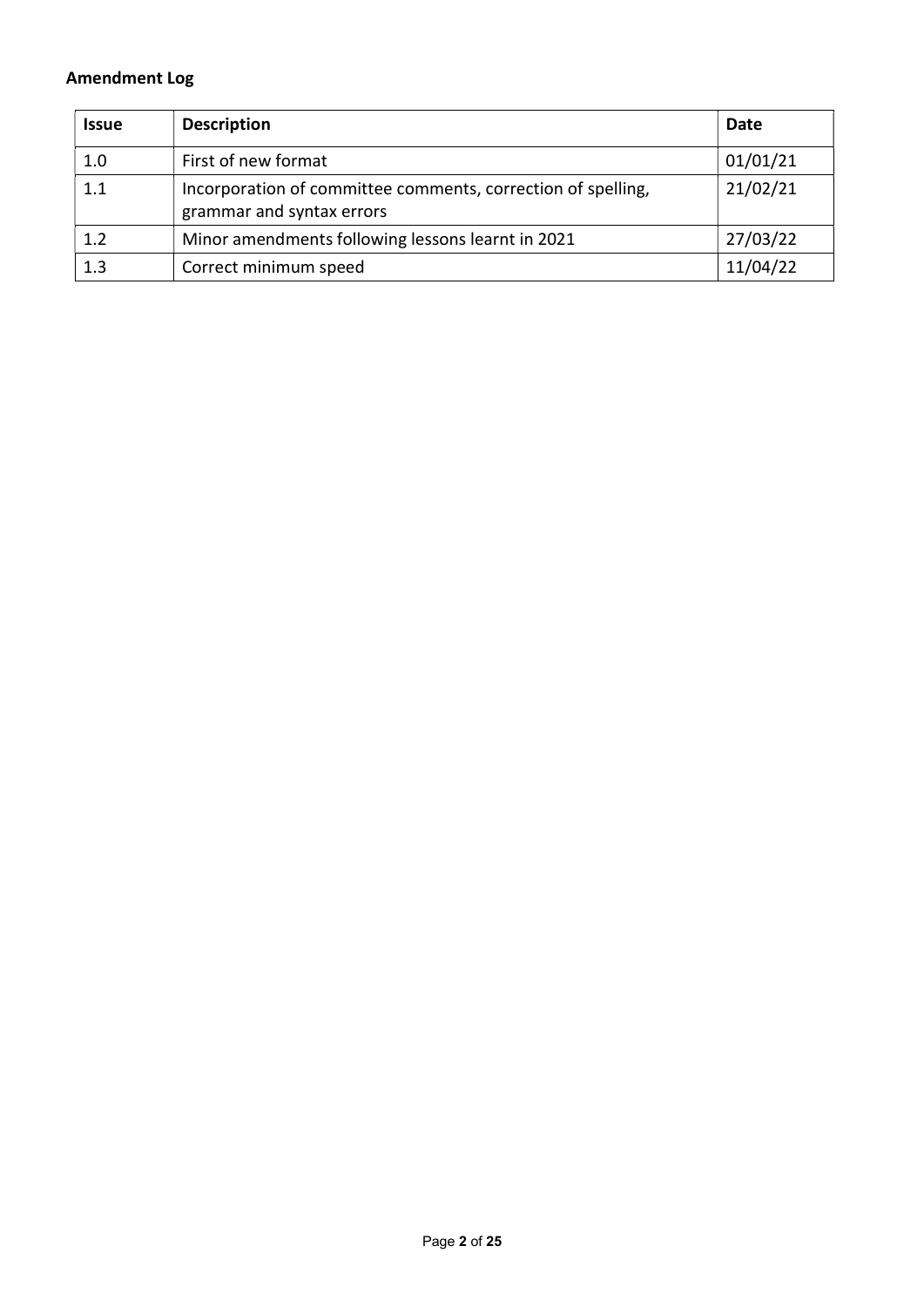**Amendment Log**

| Issue | Description | Date |
| --- | --- | --- |
| 1.0 | First of new format | 01/01/21 |
| 1.1 | Incorporation of committee comments, correction of spelling, grammar and syntax errors | 21/02/21 |
| 1.2 | Minor amendments following lessons learnt in 2021 | 27/03/22 |
| 1.3 | Correct minimum speed | 11/04/22 |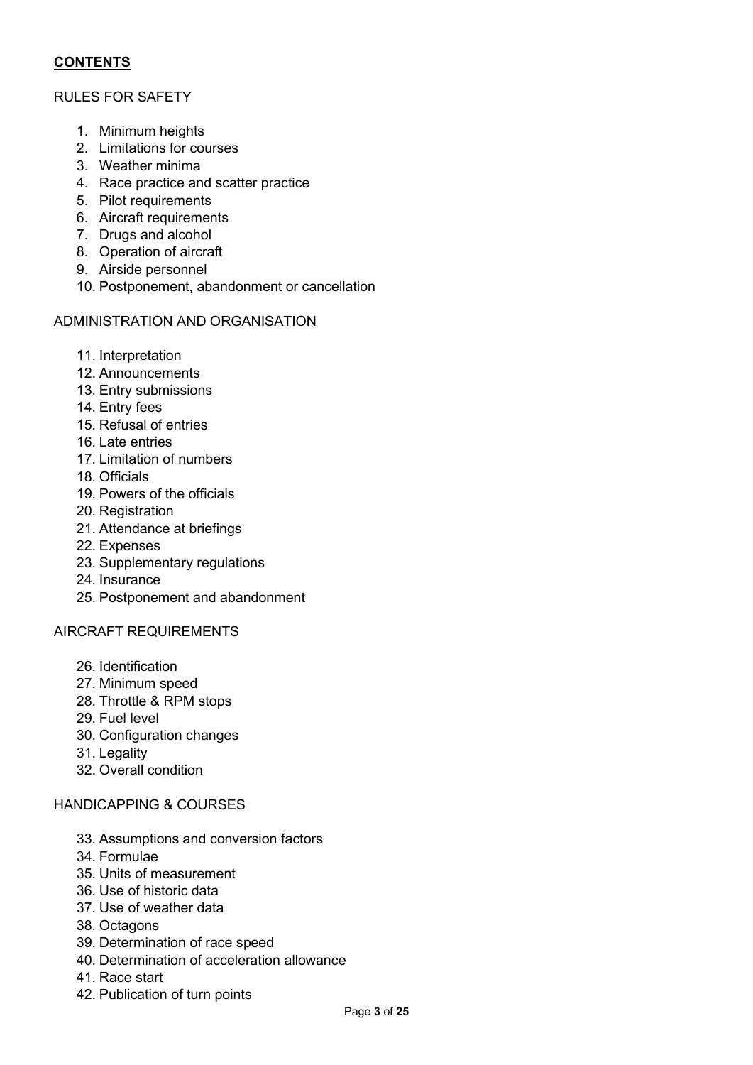## **CONTENTS**

RULES FOR SAFETY

1. Minimum heights
2. Limitations for courses
3. Weather minima
4. Race practice and scatter practice
5. Pilot requirements
6. Aircraft requirements
7. Drugs and alcohol
8. Operation of aircraft
9. Airside personnel
10. Postponement, abandonment or cancellation

ADMINISTRATION AND ORGANISATION

11. Interpretation
12. Announcements
13. Entry submissions
14. Entry fees
15. Refusal of entries
16. Late entries
17. Limitation of numbers
18. Officials
19. Powers of the officials
20. Registration
21. Attendance at briefings
22. Expenses
23. Supplementary regulations
24. Insurance
25. Postponement and abandonment

AIRCRAFT REQUIREMENTS

26. Identification
27. Minimum speed
28. Throttle & RPM stops
29. Fuel level
30. Configuration changes
31. Legality
32. Overall condition

HANDICAPPING & COURSES

33. Assumptions and conversion factors
34. Formulae
35. Units of measurement
36. Use of historic data
37. Use of weather data
38. Octagons
39. Determination of race speed
40. Determination of acceleration allowance
41. Race start
42. Publication of turn points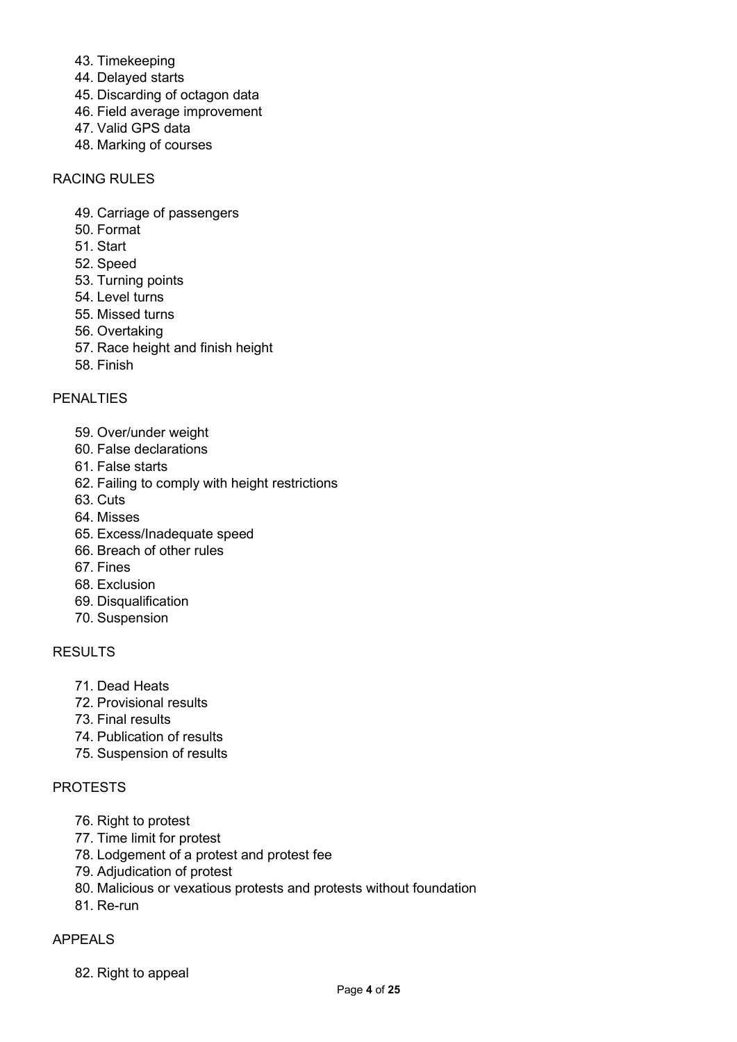43. Timekeeping
44. Delayed starts
45. Discarding of octagon data
46. Field average improvement
47. Valid GPS data
48. Marking of courses

RACING RULES

49. Carriage of passengers
50. Format
51. Start
52. Speed
53. Turning points
54. Level turns
55. Missed turns
56. Overtaking
57. Race height and finish height
58. Finish

PENALTIES

59. Over/under weight
60. False declarations
61. False starts
62. Failing to comply with height restrictions
63. Cuts
64. Misses
65. Excess/Inadequate speed
66. Breach of other rules
67. Fines
68. Exclusion
69. Disqualification
70. Suspension

RESULTS

71. Dead Heats
72. Provisional results
73. Final results
74. Publication of results
75. Suspension of results

PROTESTS

76. Right to protest
77. Time limit for protest
78. Lodgement of a protest and protest fee
79. Adjudication of protest
80. Malicious or vexatious protests and protests without foundation
81. Re-run

APPEALS

82. Right to appeal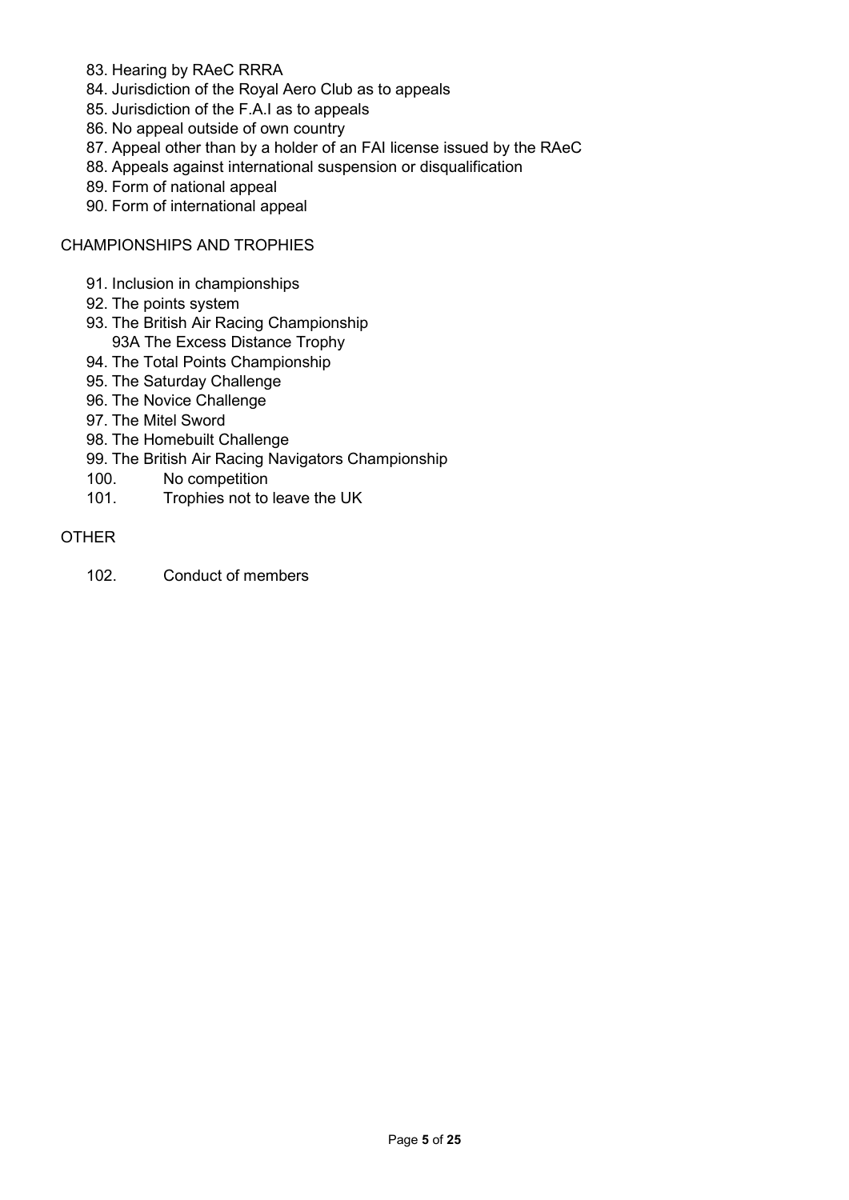83. Hearing by RAeC RRRA
84. Jurisdiction of the Royal Aero Club as to appeals
85. Jurisdiction of the F.A.I as to appeals
86. No appeal outside of own country
87. Appeal other than by a holder of an FAI license issued by the RAeC
88. Appeals against international suspension or disqualification
89. Form of national appeal
90. Form of international appeal

CHAMPIONSHIPS AND TROPHIES

91. Inclusion in championships
92. The points system
93. The British Air Racing Championship
    93A The Excess Distance Trophy
94. The Total Points Championship
95. The Saturday Challenge
96. The Novice Challenge
97. The Mitel Sword
98. The Homebuilt Challenge
99. The British Air Racing Navigators Championship
100. No competition
101. Trophies not to leave the UK

OTHER

102. Conduct of members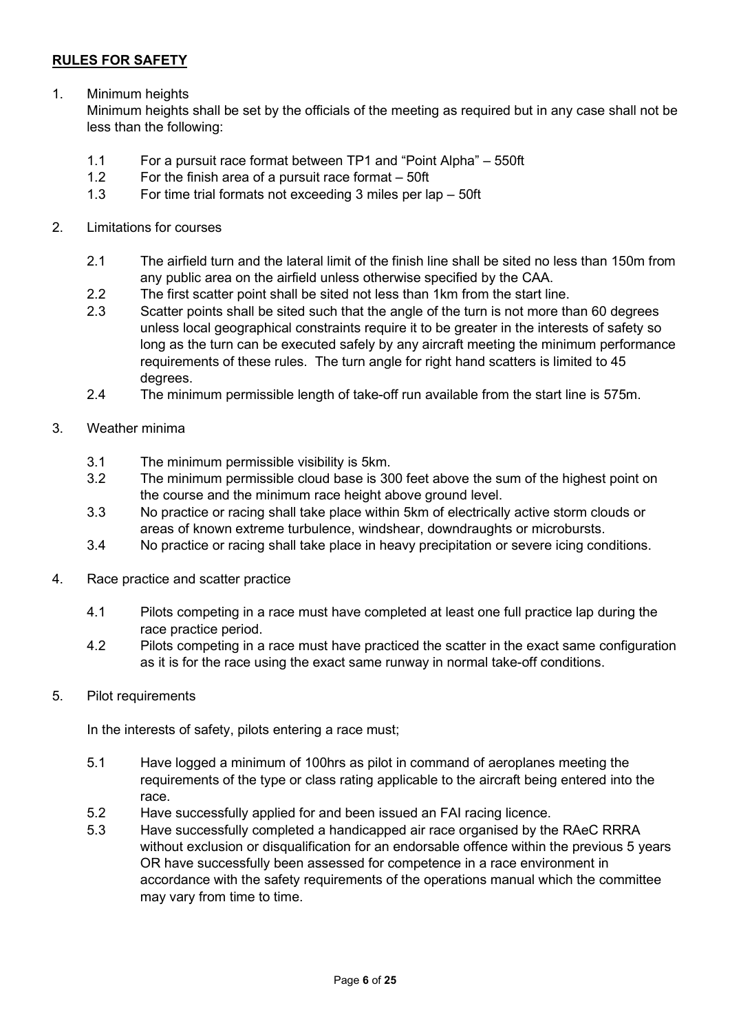## **RULES FOR SAFETY**

1. Minimum heights

   Minimum heights shall be set by the officials of the meeting as required but in any case shall not be less than the following:

   1.1 For a pursuit race format between TP1 and "Point Alpha" – 550ft
   1.2 For the finish area of a pursuit race format – 50ft
   1.3 For time trial formats not exceeding 3 miles per lap – 50ft

2. Limitations for courses

   2.1 The airfield turn and the lateral limit of the finish line shall be sited no less than 150m from any public area on the airfield unless otherwise specified by the CAA.
   2.2 The first scatter point shall be sited not less than 1km from the start line.
   2.3 Scatter points shall be sited such that the angle of the turn is not more than 60 degrees unless local geographical constraints require it to be greater in the interests of safety so long as the turn can be executed safely by any aircraft meeting the minimum performance requirements of these rules. The turn angle for right hand scatters is limited to 45 degrees.
   2.4 The minimum permissible length of take-off run available from the start line is 575m.

3. Weather minima

   3.1 The minimum permissible visibility is 5km.
   3.2 The minimum permissible cloud base is 300 feet above the sum of the highest point on the course and the minimum race height above ground level.
   3.3 No practice or racing shall take place within 5km of electrically active storm clouds or areas of known extreme turbulence, windshear, downdraughts or microbursts.
   3.4 No practice or racing shall take place in heavy precipitation or severe icing conditions.

4. Race practice and scatter practice

   4.1 Pilots competing in a race must have completed at least one full practice lap during the race practice period.
   4.2 Pilots competing in a race must have practiced the scatter in the exact same configuration as it is for the race using the exact same runway in normal take-off conditions.

5. Pilot requirements

   In the interests of safety, pilots entering a race must;

   5.1 Have logged a minimum of 100hrs as pilot in command of aeroplanes meeting the requirements of the type or class rating applicable to the aircraft being entered into the race.
   5.2 Have successfully applied for and been issued an FAI racing licence.
   5.3 Have successfully completed a handicapped air race organised by the RAeC RRRA without exclusion or disqualification for an endorsable offence within the previous 5 years OR have successfully been assessed for competence in a race environment in accordance with the safety requirements of the operations manual which the committee may vary from time to time.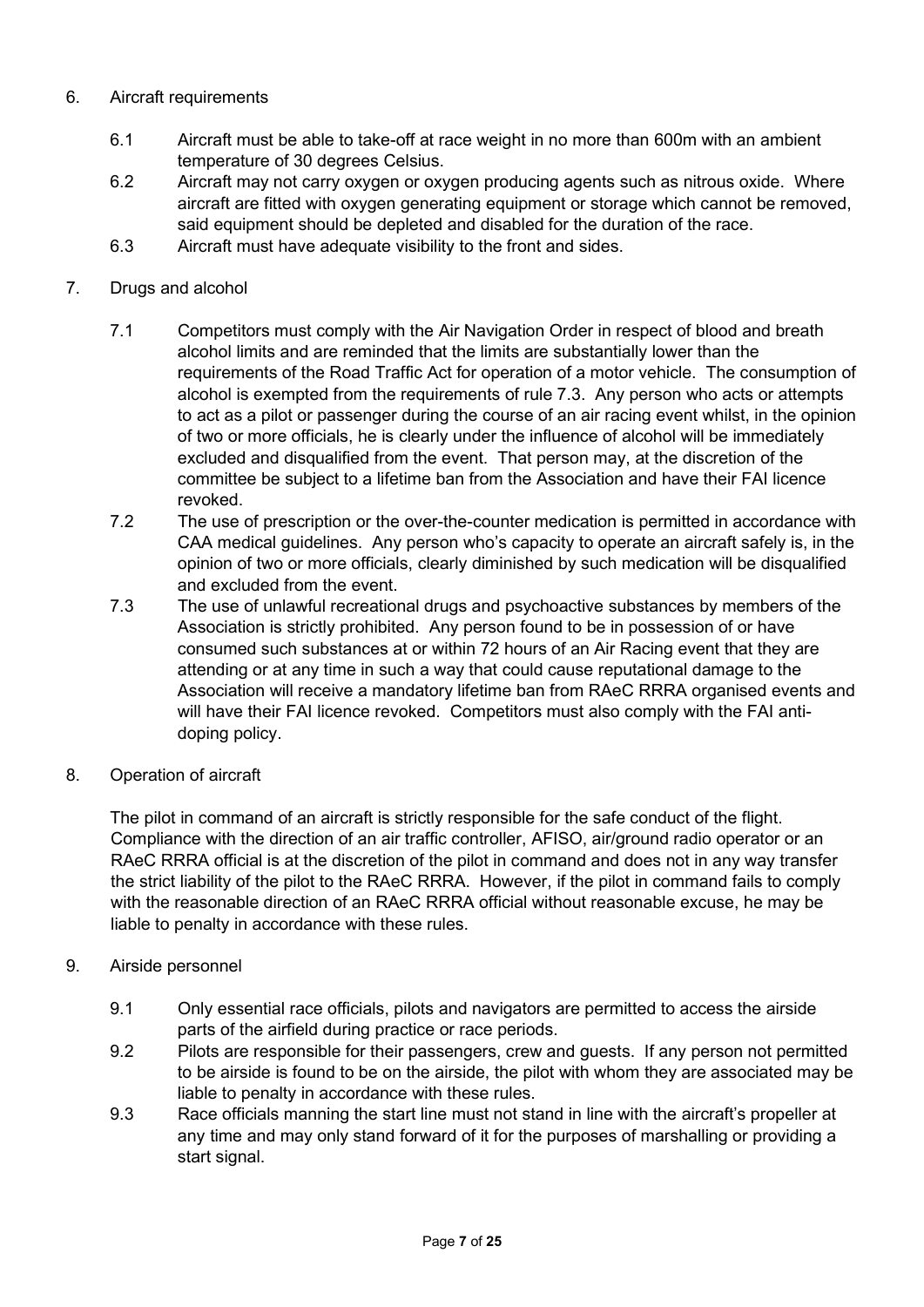6. Aircraft requirements

   6.1 Aircraft must be able to take-off at race weight in no more than 600m with an ambient temperature of 30 degrees Celsius.

   6.2 Aircraft may not carry oxygen or oxygen producing agents such as nitrous oxide. Where aircraft are fitted with oxygen generating equipment or storage which cannot be removed, said equipment should be depleted and disabled for the duration of the race.

   6.3 Aircraft must have adequate visibility to the front and sides.

7. Drugs and alcohol

   7.1 Competitors must comply with the Air Navigation Order in respect of blood and breath alcohol limits and are reminded that the limits are substantially lower than the requirements of the Road Traffic Act for operation of a motor vehicle. The consumption of alcohol is exempted from the requirements of rule 7.3. Any person who acts or attempts to act as a pilot or passenger during the course of an air racing event whilst, in the opinion of two or more officials, he is clearly under the influence of alcohol will be immediately excluded and disqualified from the event. That person may, at the discretion of the committee be subject to a lifetime ban from the Association and have their FAI licence revoked.

   7.2 The use of prescription or the over-the-counter medication is permitted in accordance with CAA medical guidelines. Any person who's capacity to operate an aircraft safely is, in the opinion of two or more officials, clearly diminished by such medication will be disqualified and excluded from the event.

   7.3 The use of unlawful recreational drugs and psychoactive substances by members of the Association is strictly prohibited. Any person found to be in possession of or have consumed such substances at or within 72 hours of an Air Racing event that they are attending or at any time in such a way that could cause reputational damage to the Association will receive a mandatory lifetime ban from RAeC RRRA organised events and will have their FAI licence revoked. Competitors must also comply with the FAI anti-doping policy.

8. Operation of aircraft

   The pilot in command of an aircraft is strictly responsible for the safe conduct of the flight. Compliance with the direction of an air traffic controller, AFISO, air/ground radio operator or an RAeC RRRA official is at the discretion of the pilot in command and does not in any way transfer the strict liability of the pilot to the RAeC RRRA. However, if the pilot in command fails to comply with the reasonable direction of an RAeC RRRA official without reasonable excuse, he may be liable to penalty in accordance with these rules.

9. Airside personnel

   9.1 Only essential race officials, pilots and navigators are permitted to access the airside parts of the airfield during practice or race periods.

   9.2 Pilots are responsible for their passengers, crew and guests. If any person not permitted to be airside is found to be on the airside, the pilot with whom they are associated may be liable to penalty in accordance with these rules.

   9.3 Race officials manning the start line must not stand in line with the aircraft's propeller at any time and may only stand forward of it for the purposes of marshalling or providing a start signal.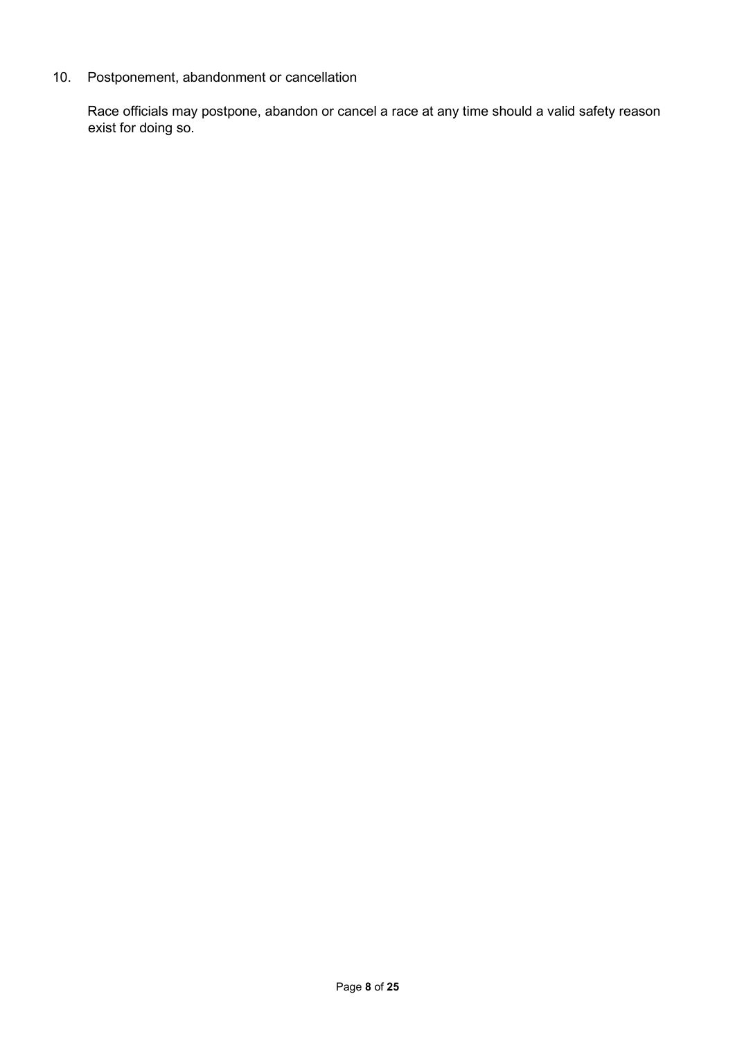## 10. Postponement, abandonment or cancellation

Race officials may postpone, abandon or cancel a race at any time should a valid safety reason exist for doing so.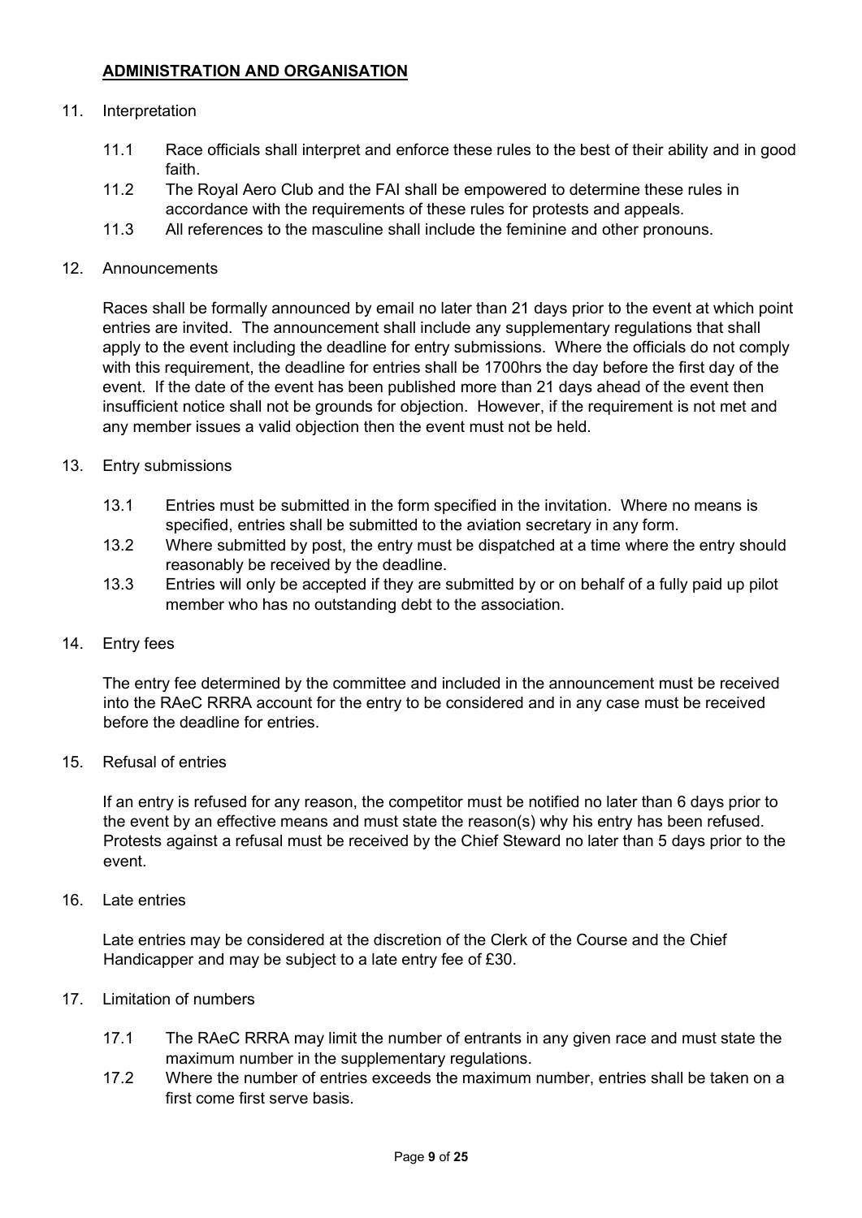## ADMINISTRATION AND ORGANISATION

11. Interpretation

    11.1 Race officials shall interpret and enforce these rules to the best of their ability and in good faith.

    11.2 The Royal Aero Club and the FAI shall be empowered to determine these rules in accordance with the requirements of these rules for protests and appeals.

    11.3 All references to the masculine shall include the feminine and other pronouns.

12. Announcements

    Races shall be formally announced by email no later than 21 days prior to the event at which point entries are invited. The announcement shall include any supplementary regulations that shall apply to the event including the deadline for entry submissions. Where the officials do not comply with this requirement, the deadline for entries shall be 1700hrs the day before the first day of the event. If the date of the event has been published more than 21 days ahead of the event then insufficient notice shall not be grounds for objection. However, if the requirement is not met and any member issues a valid objection then the event must not be held.

13. Entry submissions

    13.1 Entries must be submitted in the form specified in the invitation. Where no means is specified, entries shall be submitted to the aviation secretary in any form.

    13.2 Where submitted by post, the entry must be dispatched at a time where the entry should reasonably be received by the deadline.

    13.3 Entries will only be accepted if they are submitted by or on behalf of a fully paid up pilot member who has no outstanding debt to the association.

14. Entry fees

    The entry fee determined by the committee and included in the announcement must be received into the RAeC RRRA account for the entry to be considered and in any case must be received before the deadline for entries.

15. Refusal of entries

    If an entry is refused for any reason, the competitor must be notified no later than 6 days prior to the event by an effective means and must state the reason(s) why his entry has been refused. Protests against a refusal must be received by the Chief Steward no later than 5 days prior to the event.

16. Late entries

    Late entries may be considered at the discretion of the Clerk of the Course and the Chief Handicapper and may be subject to a late entry fee of £30.

17. Limitation of numbers

    17.1 The RAeC RRRA may limit the number of entrants in any given race and must state the maximum number in the supplementary regulations.

    17.2 Where the number of entries exceeds the maximum number, entries shall be taken on a first come first serve basis.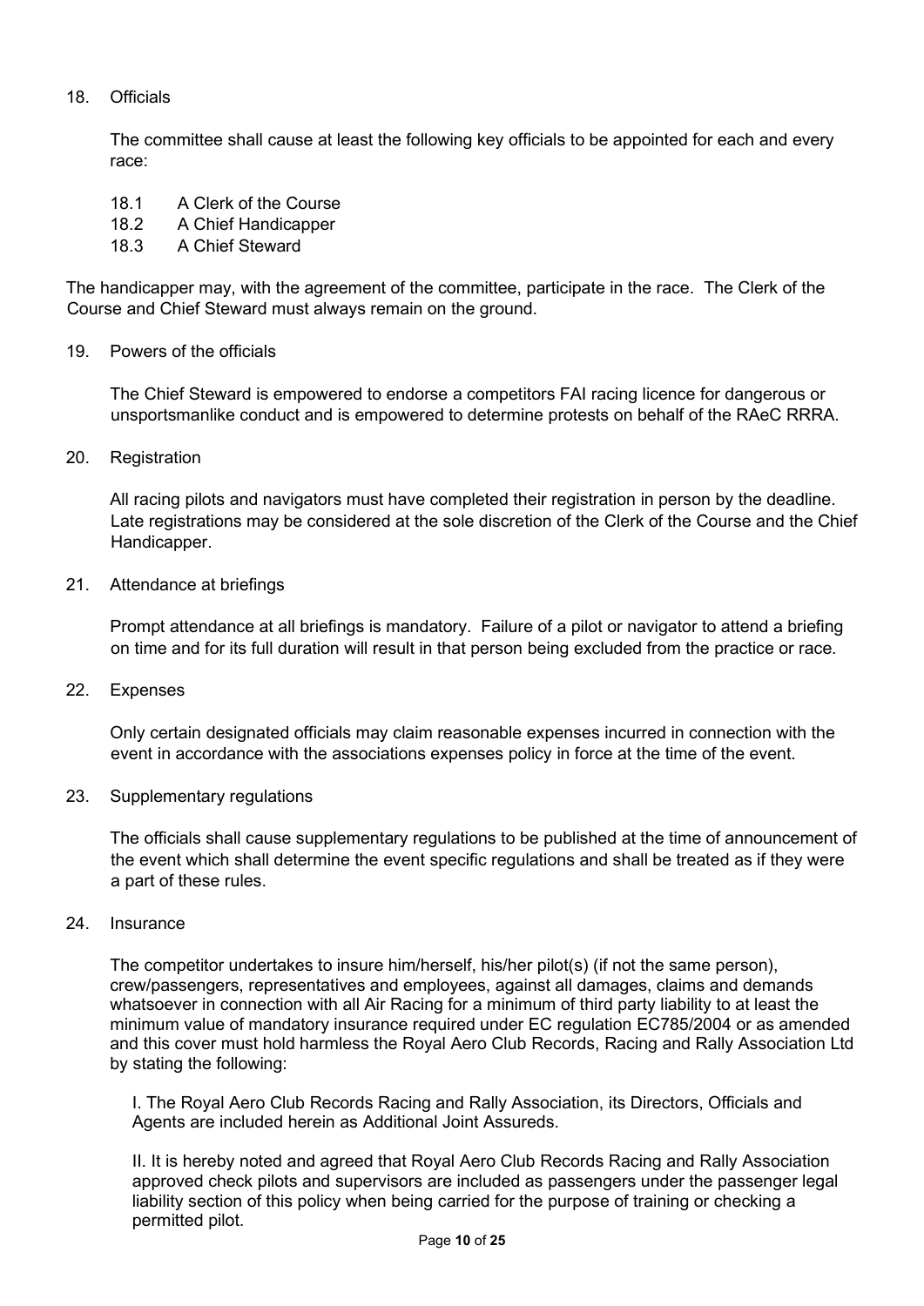## 18. Officials

The committee shall cause at least the following key officials to be appointed for each and every race:

- 18.1 A Clerk of the Course
- 18.2 A Chief Handicapper
- 18.3 A Chief Steward

The handicapper may, with the agreement of the committee, participate in the race. The Clerk of the Course and Chief Steward must always remain on the ground.

## 19. Powers of the officials

The Chief Steward is empowered to endorse a competitors FAI racing licence for dangerous or unsportsmanlike conduct and is empowered to determine protests on behalf of the RAeC RRRA.

## 20. Registration

All racing pilots and navigators must have completed their registration in person by the deadline. Late registrations may be considered at the sole discretion of the Clerk of the Course and the Chief Handicapper.

## 21. Attendance at briefings

Prompt attendance at all briefings is mandatory. Failure of a pilot or navigator to attend a briefing on time and for its full duration will result in that person being excluded from the practice or race.

## 22. Expenses

Only certain designated officials may claim reasonable expenses incurred in connection with the event in accordance with the associations expenses policy in force at the time of the event.

## 23. Supplementary regulations

The officials shall cause supplementary regulations to be published at the time of announcement of the event which shall determine the event specific regulations and shall be treated as if they were a part of these rules.

## 24. Insurance

The competitor undertakes to insure him/herself, his/her pilot(s) (if not the same person), crew/passengers, representatives and employees, against all damages, claims and demands whatsoever in connection with all Air Racing for a minimum of third party liability to at least the minimum value of mandatory insurance required under EC regulation EC785/2004 or as amended and this cover must hold harmless the Royal Aero Club Records, Racing and Rally Association Ltd by stating the following:

I. The Royal Aero Club Records Racing and Rally Association, its Directors, Officials and Agents are included herein as Additional Joint Assureds.

II. It is hereby noted and agreed that Royal Aero Club Records Racing and Rally Association approved check pilots and supervisors are included as passengers under the passenger legal liability section of this policy when being carried for the purpose of training or checking a permitted pilot.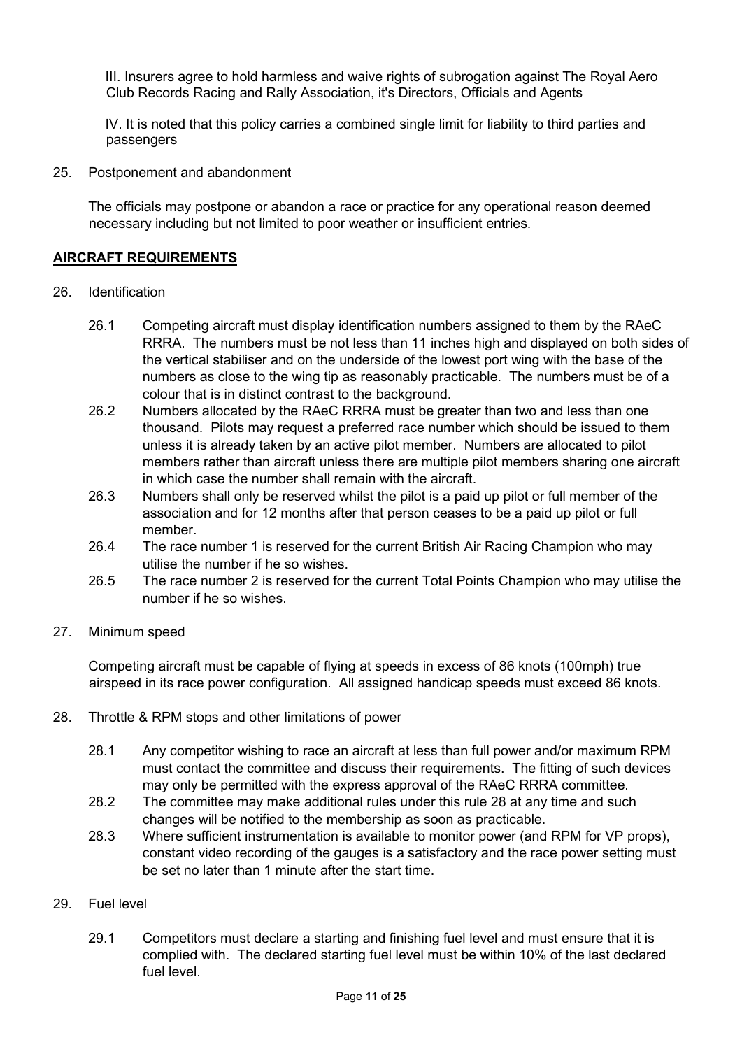III. Insurers agree to hold harmless and waive rights of subrogation against The Royal Aero Club Records Racing and Rally Association, it's Directors, Officials and Agents

IV. It is noted that this policy carries a combined single limit for liability to third parties and passengers

25. Postponement and abandonment

The officials may postpone or abandon a race or practice for any operational reason deemed necessary including but not limited to poor weather or insufficient entries.

## AIRCRAFT REQUIREMENTS

26. Identification

26.1 Competing aircraft must display identification numbers assigned to them by the RAeC RRRA. The numbers must be not less than 11 inches high and displayed on both sides of the vertical stabiliser and on the underside of the lowest port wing with the base of the numbers as close to the wing tip as reasonably practicable. The numbers must be of a colour that is in distinct contrast to the background.

26.2 Numbers allocated by the RAeC RRRA must be greater than two and less than one thousand. Pilots may request a preferred race number which should be issued to them unless it is already taken by an active pilot member. Numbers are allocated to pilot members rather than aircraft unless there are multiple pilot members sharing one aircraft in which case the number shall remain with the aircraft.

26.3 Numbers shall only be reserved whilst the pilot is a paid up pilot or full member of the association and for 12 months after that person ceases to be a paid up pilot or full member.

26.4 The race number 1 is reserved for the current British Air Racing Champion who may utilise the number if he so wishes.

26.5 The race number 2 is reserved for the current Total Points Champion who may utilise the number if he so wishes.

27. Minimum speed

Competing aircraft must be capable of flying at speeds in excess of 86 knots (100mph) true airspeed in its race power configuration. All assigned handicap speeds must exceed 86 knots.

28. Throttle & RPM stops and other limitations of power

28.1 Any competitor wishing to race an aircraft at less than full power and/or maximum RPM must contact the committee and discuss their requirements. The fitting of such devices may only be permitted with the express approval of the RAeC RRRA committee.

28.2 The committee may make additional rules under this rule 28 at any time and such changes will be notified to the membership as soon as practicable.

28.3 Where sufficient instrumentation is available to monitor power (and RPM for VP props), constant video recording of the gauges is a satisfactory and the race power setting must be set no later than 1 minute after the start time.

29. Fuel level

29.1 Competitors must declare a starting and finishing fuel level and must ensure that it is complied with. The declared starting fuel level must be within 10% of the last declared fuel level.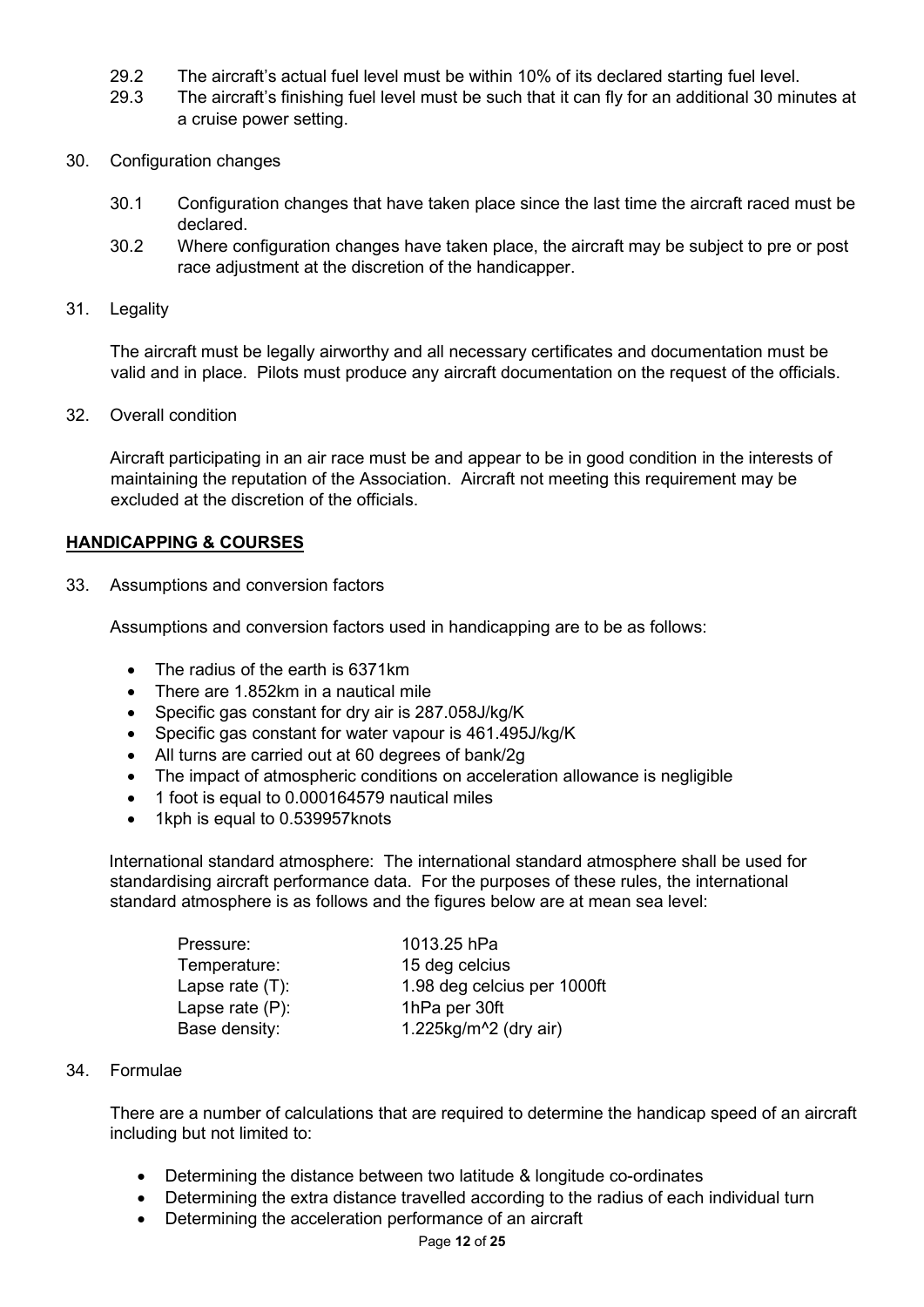29.2 The aircraft's actual fuel level must be within 10% of its declared starting fuel level.

29.3 The aircraft's finishing fuel level must be such that it can fly for an additional 30 minutes at a cruise power setting.

30. Configuration changes

30.1 Configuration changes that have taken place since the last time the aircraft raced must be declared.

30.2 Where configuration changes have taken place, the aircraft may be subject to pre or post race adjustment at the discretion of the handicapper.

31. Legality

The aircraft must be legally airworthy and all necessary certificates and documentation must be valid and in place. Pilots must produce any aircraft documentation on the request of the officials.

32. Overall condition

Aircraft participating in an air race must be and appear to be in good condition in the interests of maintaining the reputation of the Association. Aircraft not meeting this requirement may be excluded at the discretion of the officials.

## HANDICAPPING & COURSES

33. Assumptions and conversion factors

Assumptions and conversion factors used in handicapping are to be as follows:

- The radius of the earth is 6371km
- There are 1.852km in a nautical mile
- Specific gas constant for dry air is 287.058J/kg/K
- Specific gas constant for water vapour is 461.495J/kg/K
- All turns are carried out at 60 degrees of bank/2g
- The impact of atmospheric conditions on acceleration allowance is negligible
- 1 foot is equal to 0.000164579 nautical miles
- 1kph is equal to 0.539957knots

International standard atmosphere: The international standard atmosphere shall be used for standardising aircraft performance data. For the purposes of these rules, the international standard atmosphere is as follows and the figures below are at mean sea level:

| | |
|---|---|
| Pressure: | 1013.25 hPa |
| Temperature: | 15 deg celcius |
| Lapse rate (T): | 1.98 deg celcius per 1000ft |
| Lapse rate (P): | 1hPa per 30ft |
| Base density: | 1.225kg/m^2 (dry air) |

34. Formulae

There are a number of calculations that are required to determine the handicap speed of an aircraft including but not limited to:

- Determining the distance between two latitude & longitude co-ordinates
- Determining the extra distance travelled according to the radius of each individual turn
- Determining the acceleration performance of an aircraft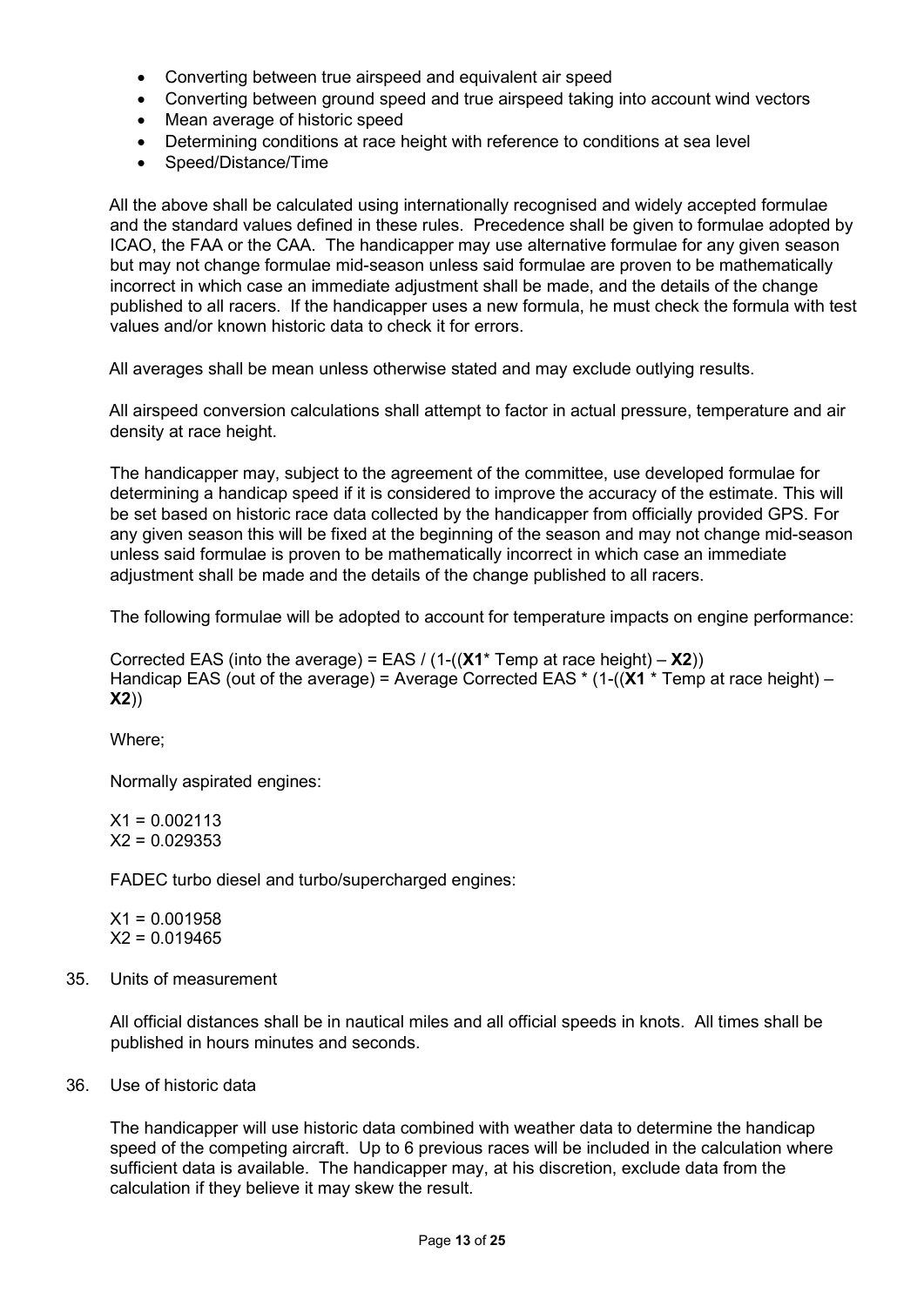- Converting between true airspeed and equivalent air speed
- Converting between ground speed and true airspeed taking into account wind vectors
- Mean average of historic speed
- Determining conditions at race height with reference to conditions at sea level
- Speed/Distance/Time

All the above shall be calculated using internationally recognised and widely accepted formulae and the standard values defined in these rules. Precedence shall be given to formulae adopted by ICAO, the FAA or the CAA. The handicapper may use alternative formulae for any given season but may not change formulae mid-season unless said formulae are proven to be mathematically incorrect in which case an immediate adjustment shall be made, and the details of the change published to all racers. If the handicapper uses a new formula, he must check the formula with test values and/or known historic data to check it for errors.

All averages shall be mean unless otherwise stated and may exclude outlying results.

All airspeed conversion calculations shall attempt to factor in actual pressure, temperature and air density at race height.

The handicapper may, subject to the agreement of the committee, use developed formulae for determining a handicap speed if it is considered to improve the accuracy of the estimate. This will be set based on historic race data collected by the handicapper from officially provided GPS. For any given season this will be fixed at the beginning of the season and may not change mid-season unless said formulae is proven to be mathematically incorrect in which case an immediate adjustment shall be made and the details of the change published to all racers.

The following formulae will be adopted to account for temperature impacts on engine performance:

Corrected EAS (into the average) = EAS / (1-((**X1**\* Temp at race height) – **X2**))
Handicap EAS (out of the average) = Average Corrected EAS \* (1-((**X1** \* Temp at race height) – **X2**))

Where;

Normally aspirated engines:

X1 = 0.002113
X2 = 0.029353

FADEC turbo diesel and turbo/supercharged engines:

X1 = 0.001958
X2 = 0.019465

35. Units of measurement

All official distances shall be in nautical miles and all official speeds in knots. All times shall be published in hours minutes and seconds.

36. Use of historic data

The handicapper will use historic data combined with weather data to determine the handicap speed of the competing aircraft. Up to 6 previous races will be included in the calculation where sufficient data is available. The handicapper may, at his discretion, exclude data from the calculation if they believe it may skew the result.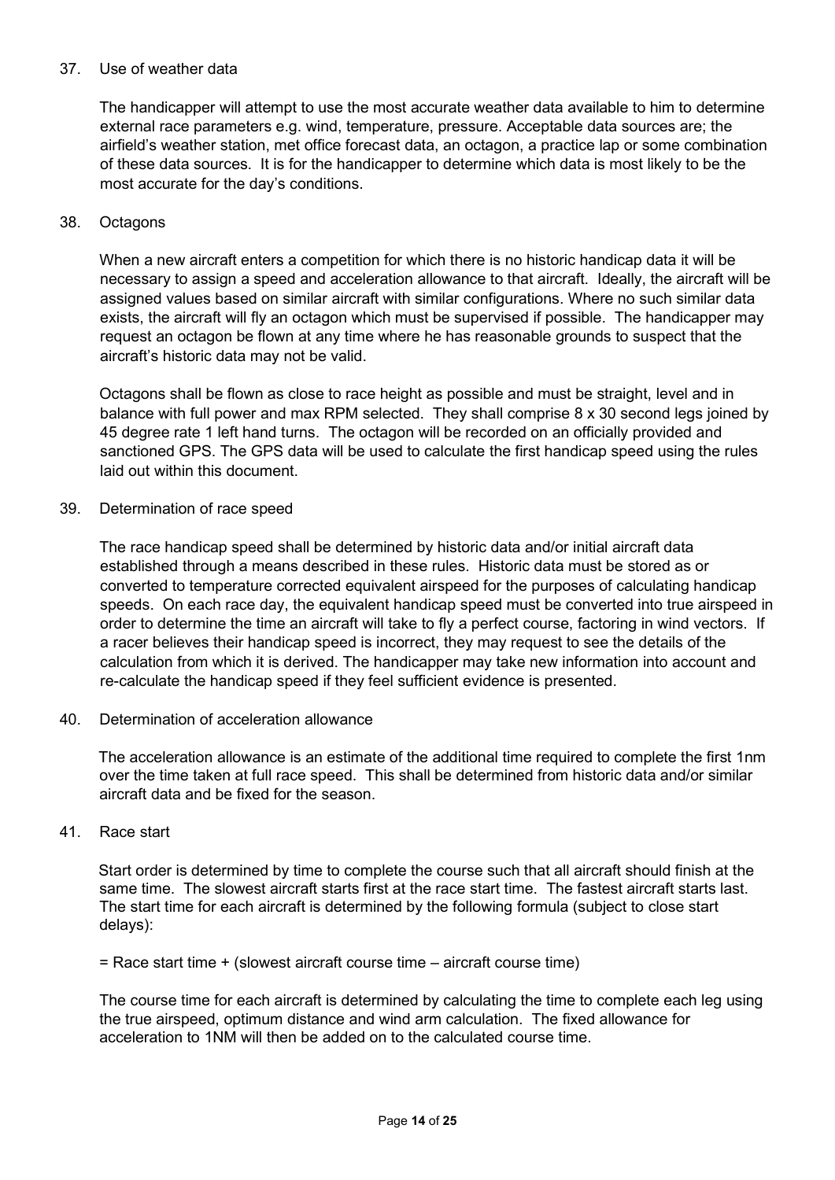37. Use of weather data

    The handicapper will attempt to use the most accurate weather data available to him to determine external race parameters e.g. wind, temperature, pressure. Acceptable data sources are; the airfield's weather station, met office forecast data, an octagon, a practice lap or some combination of these data sources. It is for the handicapper to determine which data is most likely to be the most accurate for the day's conditions.

38. Octagons

    When a new aircraft enters a competition for which there is no historic handicap data it will be necessary to assign a speed and acceleration allowance to that aircraft. Ideally, the aircraft will be assigned values based on similar aircraft with similar configurations. Where no such similar data exists, the aircraft will fly an octagon which must be supervised if possible. The handicapper may request an octagon be flown at any time where he has reasonable grounds to suspect that the aircraft's historic data may not be valid.

    Octagons shall be flown as close to race height as possible and must be straight, level and in balance with full power and max RPM selected. They shall comprise 8 x 30 second legs joined by 45 degree rate 1 left hand turns. The octagon will be recorded on an officially provided and sanctioned GPS. The GPS data will be used to calculate the first handicap speed using the rules laid out within this document.

39. Determination of race speed

    The race handicap speed shall be determined by historic data and/or initial aircraft data established through a means described in these rules. Historic data must be stored as or converted to temperature corrected equivalent airspeed for the purposes of calculating handicap speeds. On each race day, the equivalent handicap speed must be converted into true airspeed in order to determine the time an aircraft will take to fly a perfect course, factoring in wind vectors. If a racer believes their handicap speed is incorrect, they may request to see the details of the calculation from which it is derived. The handicapper may take new information into account and re-calculate the handicap speed if they feel sufficient evidence is presented.

40. Determination of acceleration allowance

    The acceleration allowance is an estimate of the additional time required to complete the first 1nm over the time taken at full race speed. This shall be determined from historic data and/or similar aircraft data and be fixed for the season.

41. Race start

    Start order is determined by time to complete the course such that all aircraft should finish at the same time. The slowest aircraft starts first at the race start time. The fastest aircraft starts last. The start time for each aircraft is determined by the following formula (subject to close start delays):

    = Race start time + (slowest aircraft course time – aircraft course time)

    The course time for each aircraft is determined by calculating the time to complete each leg using the true airspeed, optimum distance and wind arm calculation. The fixed allowance for acceleration to 1NM will then be added on to the calculated course time.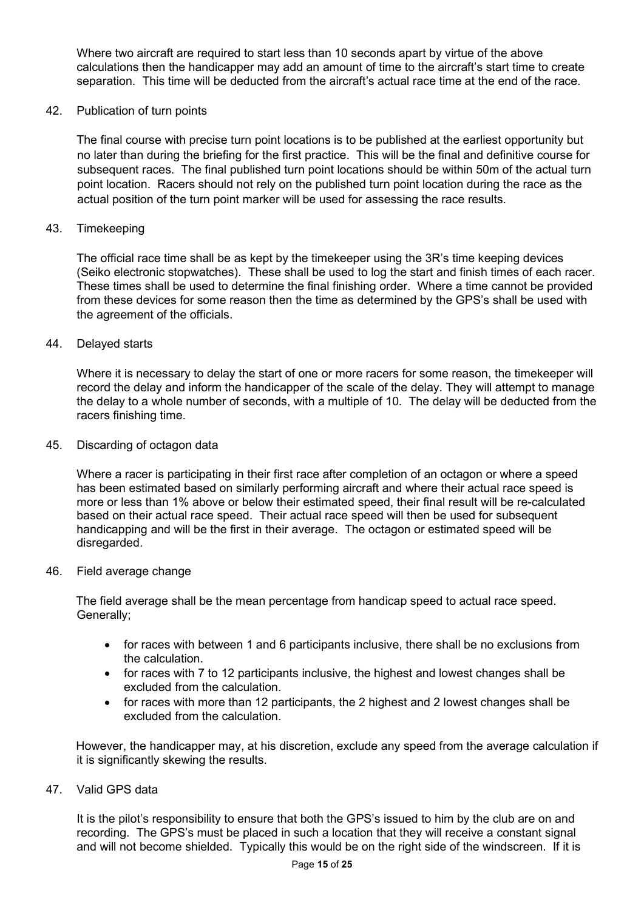Where two aircraft are required to start less than 10 seconds apart by virtue of the above calculations then the handicapper may add an amount of time to the aircraft's start time to create separation. This time will be deducted from the aircraft's actual race time at the end of the race.

42. Publication of turn points

The final course with precise turn point locations is to be published at the earliest opportunity but no later than during the briefing for the first practice. This will be the final and definitive course for subsequent races. The final published turn point locations should be within 50m of the actual turn point location. Racers should not rely on the published turn point location during the race as the actual position of the turn point marker will be used for assessing the race results.

43. Timekeeping

The official race time shall be as kept by the timekeeper using the 3R's time keeping devices (Seiko electronic stopwatches). These shall be used to log the start and finish times of each racer. These times shall be used to determine the final finishing order. Where a time cannot be provided from these devices for some reason then the time as determined by the GPS's shall be used with the agreement of the officials.

44. Delayed starts

Where it is necessary to delay the start of one or more racers for some reason, the timekeeper will record the delay and inform the handicapper of the scale of the delay. They will attempt to manage the delay to a whole number of seconds, with a multiple of 10. The delay will be deducted from the racers finishing time.

45. Discarding of octagon data

Where a racer is participating in their first race after completion of an octagon or where a speed has been estimated based on similarly performing aircraft and where their actual race speed is more or less than 1% above or below their estimated speed, their final result will be re-calculated based on their actual race speed. Their actual race speed will then be used for subsequent handicapping and will be the first in their average. The octagon or estimated speed will be disregarded.

46. Field average change

The field average shall be the mean percentage from handicap speed to actual race speed. Generally;

- for races with between 1 and 6 participants inclusive, there shall be no exclusions from the calculation.
- for races with 7 to 12 participants inclusive, the highest and lowest changes shall be excluded from the calculation.
- for races with more than 12 participants, the 2 highest and 2 lowest changes shall be excluded from the calculation.

However, the handicapper may, at his discretion, exclude any speed from the average calculation if it is significantly skewing the results.

47. Valid GPS data

It is the pilot's responsibility to ensure that both the GPS's issued to him by the club are on and recording. The GPS's must be placed in such a location that they will receive a constant signal and will not become shielded. Typically this would be on the right side of the windscreen. If it is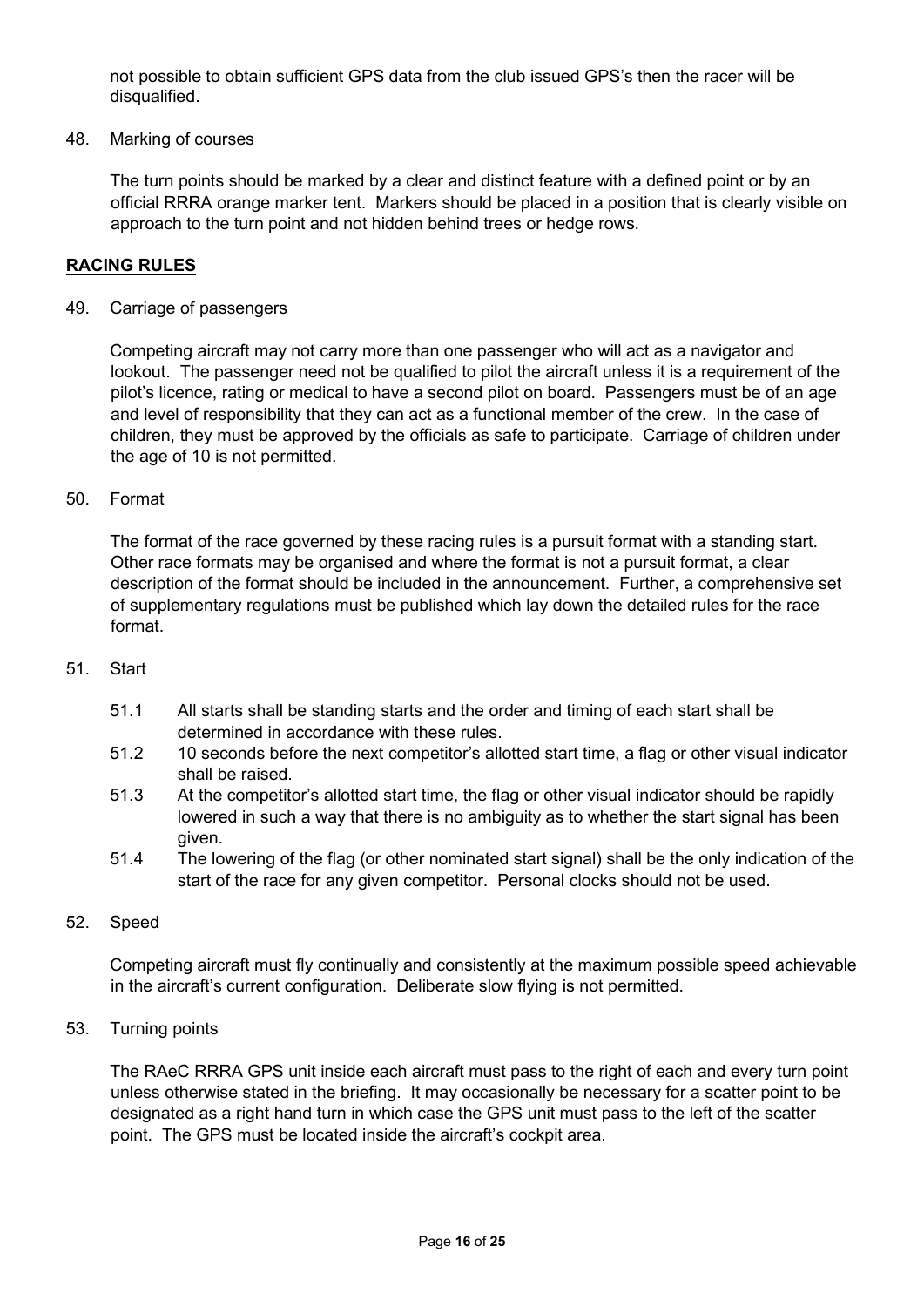not possible to obtain sufficient GPS data from the club issued GPS's then the racer will be disqualified.

48. Marking of courses

The turn points should be marked by a clear and distinct feature with a defined point or by an official RRRA orange marker tent. Markers should be placed in a position that is clearly visible on approach to the turn point and not hidden behind trees or hedge rows.

## RACING RULES

49. Carriage of passengers

Competing aircraft may not carry more than one passenger who will act as a navigator and lookout. The passenger need not be qualified to pilot the aircraft unless it is a requirement of the pilot's licence, rating or medical to have a second pilot on board. Passengers must be of an age and level of responsibility that they can act as a functional member of the crew. In the case of children, they must be approved by the officials as safe to participate. Carriage of children under the age of 10 is not permitted.

50. Format

The format of the race governed by these racing rules is a pursuit format with a standing start. Other race formats may be organised and where the format is not a pursuit format, a clear description of the format should be included in the announcement. Further, a comprehensive set of supplementary regulations must be published which lay down the detailed rules for the race format.

51. Start

- 51.1 All starts shall be standing starts and the order and timing of each start shall be determined in accordance with these rules.
- 51.2 10 seconds before the next competitor's allotted start time, a flag or other visual indicator shall be raised.
- 51.3 At the competitor's allotted start time, the flag or other visual indicator should be rapidly lowered in such a way that there is no ambiguity as to whether the start signal has been given.
- 51.4 The lowering of the flag (or other nominated start signal) shall be the only indication of the start of the race for any given competitor. Personal clocks should not be used.

52. Speed

Competing aircraft must fly continually and consistently at the maximum possible speed achievable in the aircraft's current configuration. Deliberate slow flying is not permitted.

53. Turning points

The RAeC RRRA GPS unit inside each aircraft must pass to the right of each and every turn point unless otherwise stated in the briefing. It may occasionally be necessary for a scatter point to be designated as a right hand turn in which case the GPS unit must pass to the left of the scatter point. The GPS must be located inside the aircraft's cockpit area.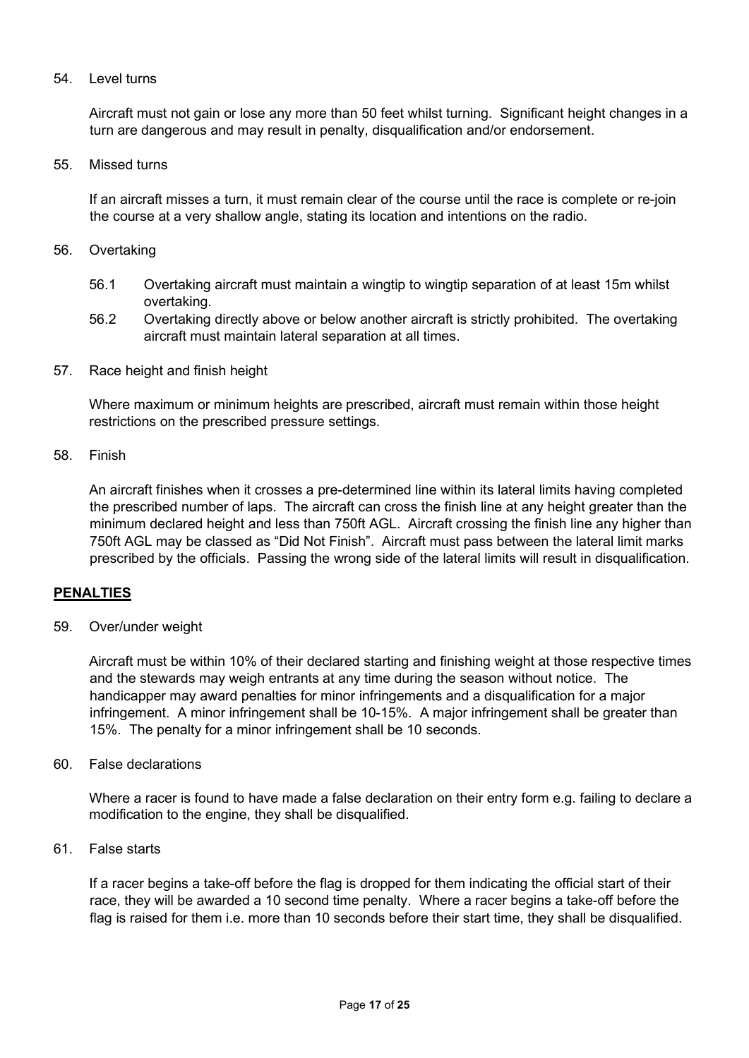54. Level turns

    Aircraft must not gain or lose any more than 50 feet whilst turning. Significant height changes in a turn are dangerous and may result in penalty, disqualification and/or endorsement.

55. Missed turns

    If an aircraft misses a turn, it must remain clear of the course until the race is complete or re-join the course at a very shallow angle, stating its location and intentions on the radio.

56. Overtaking

    56.1 Overtaking aircraft must maintain a wingtip to wingtip separation of at least 15m whilst overtaking.

    56.2 Overtaking directly above or below another aircraft is strictly prohibited. The overtaking aircraft must maintain lateral separation at all times.

57. Race height and finish height

    Where maximum or minimum heights are prescribed, aircraft must remain within those height restrictions on the prescribed pressure settings.

58. Finish

    An aircraft finishes when it crosses a pre-determined line within its lateral limits having completed the prescribed number of laps. The aircraft can cross the finish line at any height greater than the minimum declared height and less than 750ft AGL. Aircraft crossing the finish line any higher than 750ft AGL may be classed as "Did Not Finish". Aircraft must pass between the lateral limit marks prescribed by the officials. Passing the wrong side of the lateral limits will result in disqualification.

## PENALTIES

59. Over/under weight

    Aircraft must be within 10% of their declared starting and finishing weight at those respective times and the stewards may weigh entrants at any time during the season without notice. The handicapper may award penalties for minor infringements and a disqualification for a major infringement. A minor infringement shall be 10-15%. A major infringement shall be greater than 15%. The penalty for a minor infringement shall be 10 seconds.

60. False declarations

    Where a racer is found to have made a false declaration on their entry form e.g. failing to declare a modification to the engine, they shall be disqualified.

61. False starts

    If a racer begins a take-off before the flag is dropped for them indicating the official start of their race, they will be awarded a 10 second time penalty. Where a racer begins a take-off before the flag is raised for them i.e. more than 10 seconds before their start time, they shall be disqualified.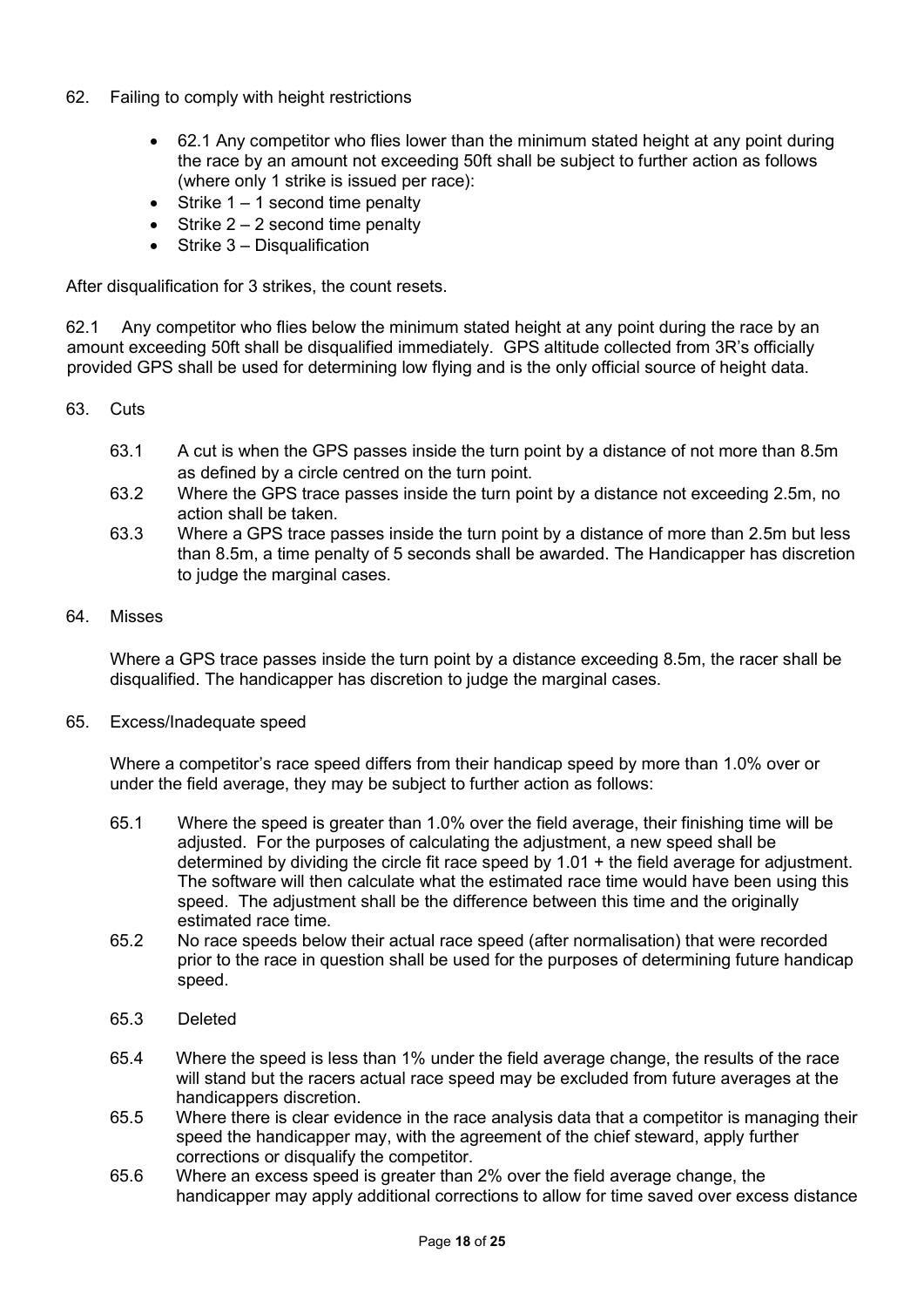62. Failing to comply with height restrictions

- 62.1 Any competitor who flies lower than the minimum stated height at any point during the race by an amount not exceeding 50ft shall be subject to further action as follows (where only 1 strike is issued per race):
- Strike 1 – 1 second time penalty
- Strike 2 – 2 second time penalty
- Strike 3 – Disqualification

After disqualification for 3 strikes, the count resets.

62.1 Any competitor who flies below the minimum stated height at any point during the race by an amount exceeding 50ft shall be disqualified immediately. GPS altitude collected from 3R's officially provided GPS shall be used for determining low flying and is the only official source of height data.

63. Cuts

63.1 A cut is when the GPS passes inside the turn point by a distance of not more than 8.5m as defined by a circle centred on the turn point.

63.2 Where the GPS trace passes inside the turn point by a distance not exceeding 2.5m, no action shall be taken.

63.3 Where a GPS trace passes inside the turn point by a distance of more than 2.5m but less than 8.5m, a time penalty of 5 seconds shall be awarded. The Handicapper has discretion to judge the marginal cases.

64. Misses

Where a GPS trace passes inside the turn point by a distance exceeding 8.5m, the racer shall be disqualified. The handicapper has discretion to judge the marginal cases.

65. Excess/Inadequate speed

Where a competitor's race speed differs from their handicap speed by more than 1.0% over or under the field average, they may be subject to further action as follows:

65.1 Where the speed is greater than 1.0% over the field average, their finishing time will be adjusted. For the purposes of calculating the adjustment, a new speed shall be determined by dividing the circle fit race speed by 1.01 + the field average for adjustment. The software will then calculate what the estimated race time would have been using this speed. The adjustment shall be the difference between this time and the originally estimated race time.

65.2 No race speeds below their actual race speed (after normalisation) that were recorded prior to the race in question shall be used for the purposes of determining future handicap speed.

65.3 Deleted

65.4 Where the speed is less than 1% under the field average change, the results of the race will stand but the racers actual race speed may be excluded from future averages at the handicappers discretion.

65.5 Where there is clear evidence in the race analysis data that a competitor is managing their speed the handicapper may, with the agreement of the chief steward, apply further corrections or disqualify the competitor.

65.6 Where an excess speed is greater than 2% over the field average change, the handicapper may apply additional corrections to allow for time saved over excess distance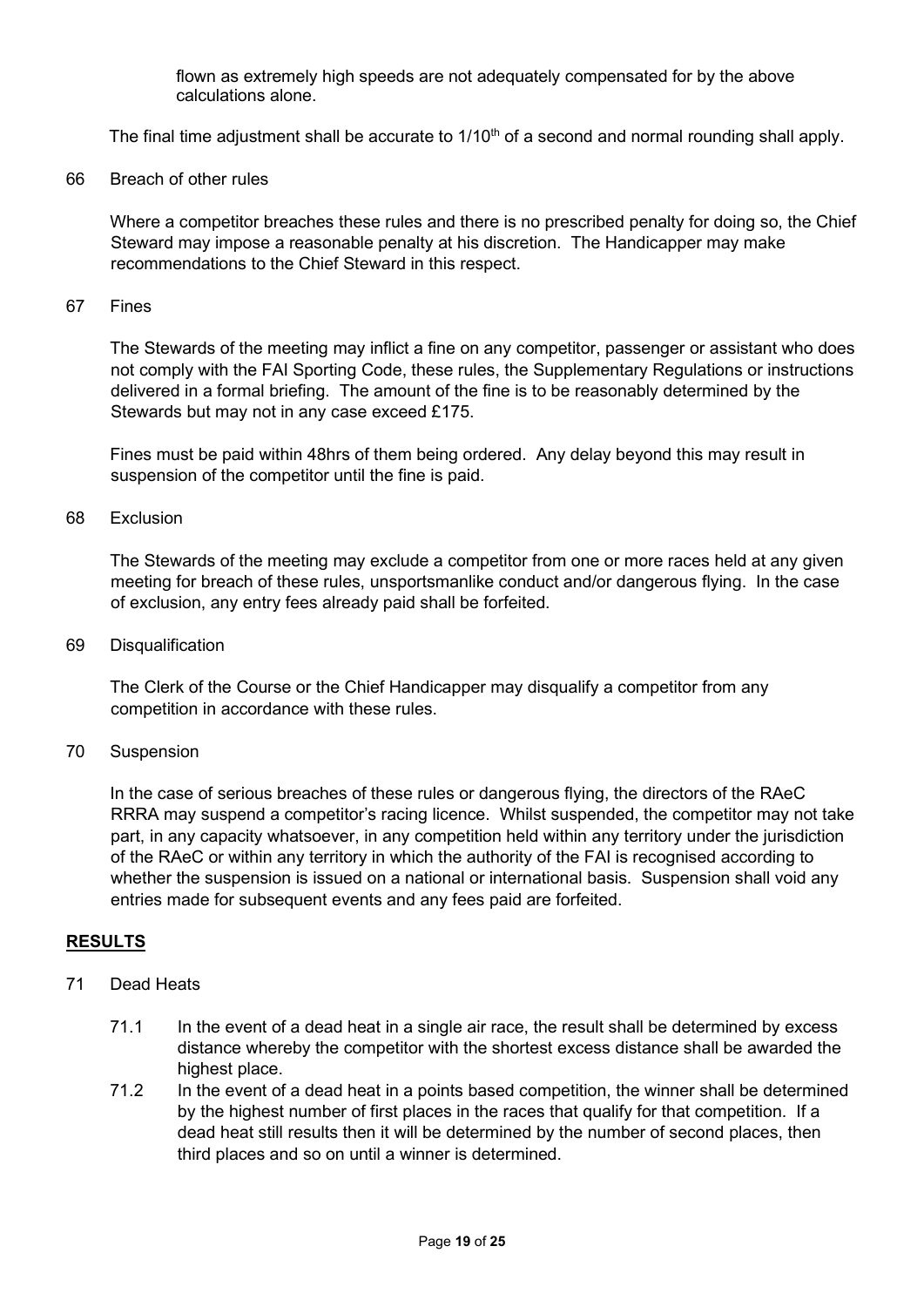flown as extremely high speeds are not adequately compensated for by the above calculations alone.

The final time adjustment shall be accurate to 1/10th of a second and normal rounding shall apply.

66 Breach of other rules

Where a competitor breaches these rules and there is no prescribed penalty for doing so, the Chief Steward may impose a reasonable penalty at his discretion. The Handicapper may make recommendations to the Chief Steward in this respect.

67 Fines

The Stewards of the meeting may inflict a fine on any competitor, passenger or assistant who does not comply with the FAI Sporting Code, these rules, the Supplementary Regulations or instructions delivered in a formal briefing. The amount of the fine is to be reasonably determined by the Stewards but may not in any case exceed £175.

Fines must be paid within 48hrs of them being ordered. Any delay beyond this may result in suspension of the competitor until the fine is paid.

68 Exclusion

The Stewards of the meeting may exclude a competitor from one or more races held at any given meeting for breach of these rules, unsportsmanlike conduct and/or dangerous flying. In the case of exclusion, any entry fees already paid shall be forfeited.

69 Disqualification

The Clerk of the Course or the Chief Handicapper may disqualify a competitor from any competition in accordance with these rules.

70 Suspension

In the case of serious breaches of these rules or dangerous flying, the directors of the RAeC RRRA may suspend a competitor's racing licence. Whilst suspended, the competitor may not take part, in any capacity whatsoever, in any competition held within any territory under the jurisdiction of the RAeC or within any territory in which the authority of the FAI is recognised according to whether the suspension is issued on a national or international basis. Suspension shall void any entries made for subsequent events and any fees paid are forfeited.

## RESULTS

71 Dead Heats

71.1 In the event of a dead heat in a single air race, the result shall be determined by excess distance whereby the competitor with the shortest excess distance shall be awarded the highest place.

71.2 In the event of a dead heat in a points based competition, the winner shall be determined by the highest number of first places in the races that qualify for that competition. If a dead heat still results then it will be determined by the number of second places, then third places and so on until a winner is determined.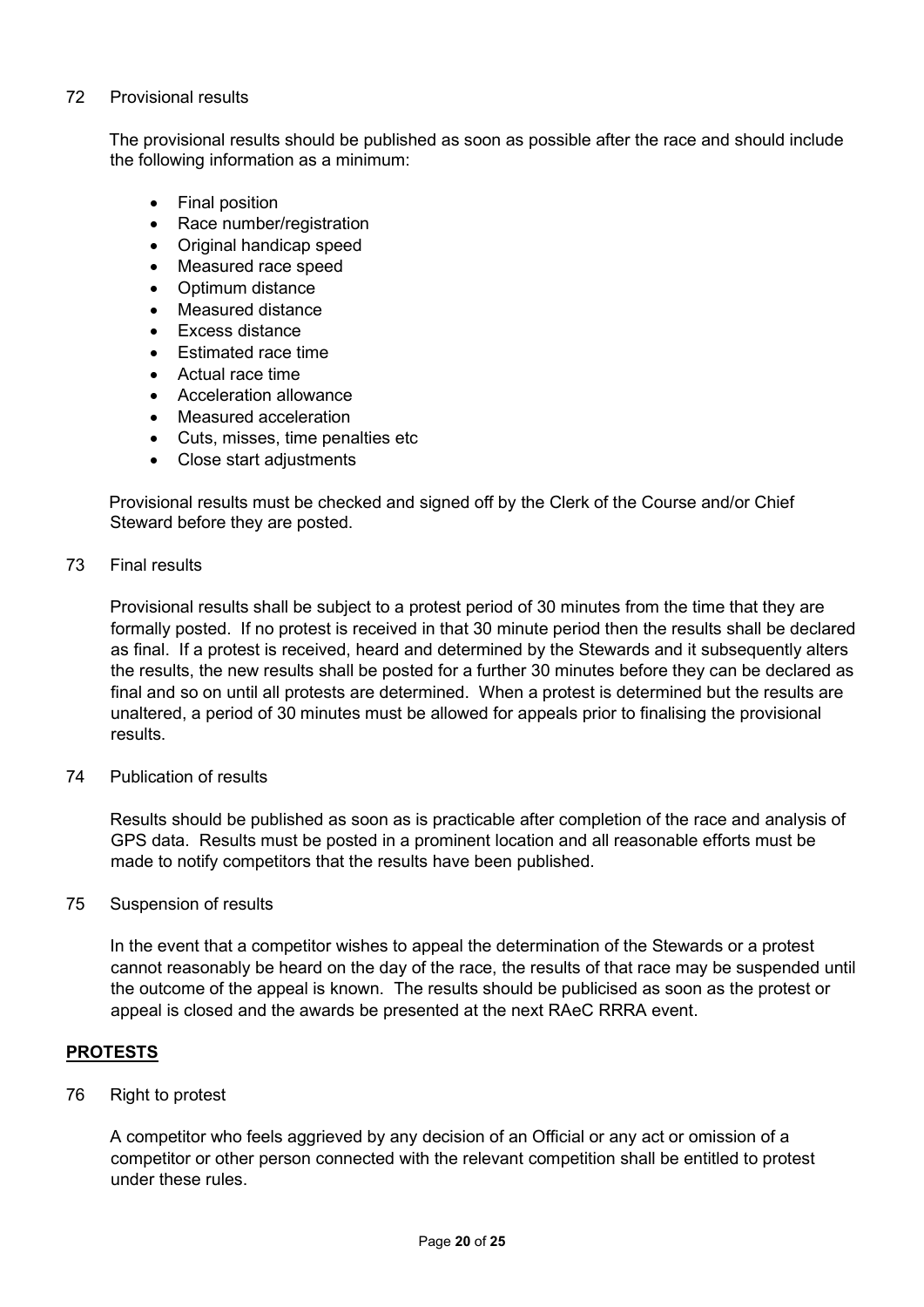72 Provisional results

The provisional results should be published as soon as possible after the race and should include the following information as a minimum:

- Final position
- Race number/registration
- Original handicap speed
- Measured race speed
- Optimum distance
- Measured distance
- Excess distance
- Estimated race time
- Actual race time
- Acceleration allowance
- Measured acceleration
- Cuts, misses, time penalties etc
- Close start adjustments

Provisional results must be checked and signed off by the Clerk of the Course and/or Chief Steward before they are posted.

73 Final results

Provisional results shall be subject to a protest period of 30 minutes from the time that they are formally posted. If no protest is received in that 30 minute period then the results shall be declared as final. If a protest is received, heard and determined by the Stewards and it subsequently alters the results, the new results shall be posted for a further 30 minutes before they can be declared as final and so on until all protests are determined. When a protest is determined but the results are unaltered, a period of 30 minutes must be allowed for appeals prior to finalising the provisional results.

74 Publication of results

Results should be published as soon as is practicable after completion of the race and analysis of GPS data. Results must be posted in a prominent location and all reasonable efforts must be made to notify competitors that the results have been published.

75 Suspension of results

In the event that a competitor wishes to appeal the determination of the Stewards or a protest cannot reasonably be heard on the day of the race, the results of that race may be suspended until the outcome of the appeal is known. The results should be publicised as soon as the protest or appeal is closed and the awards be presented at the next RAeC RRRA event.

## PROTESTS

76 Right to protest

A competitor who feels aggrieved by any decision of an Official or any act or omission of a competitor or other person connected with the relevant competition shall be entitled to protest under these rules.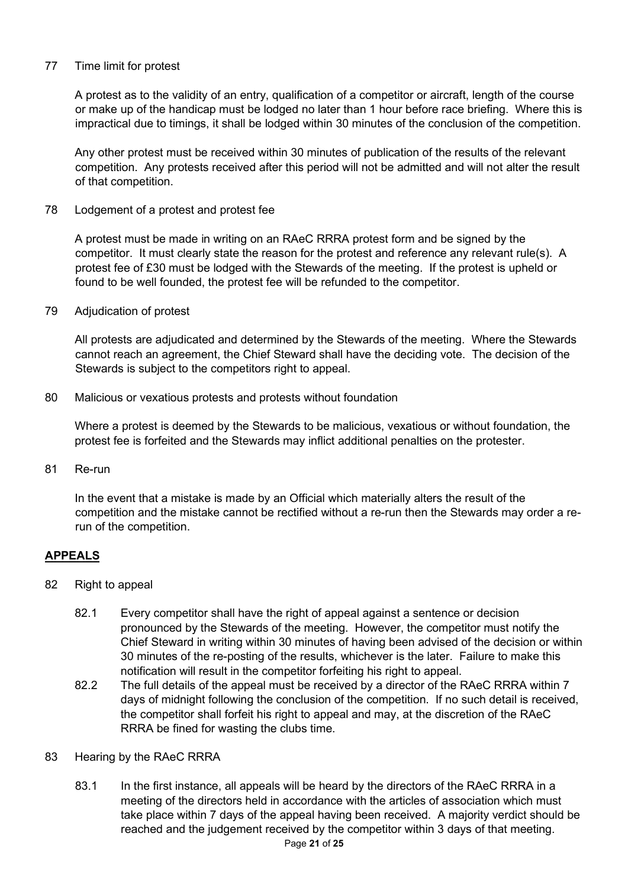77 Time limit for protest

A protest as to the validity of an entry, qualification of a competitor or aircraft, length of the course or make up of the handicap must be lodged no later than 1 hour before race briefing. Where this is impractical due to timings, it shall be lodged within 30 minutes of the conclusion of the competition.

Any other protest must be received within 30 minutes of publication of the results of the relevant competition. Any protests received after this period will not be admitted and will not alter the result of that competition.

78 Lodgement of a protest and protest fee

A protest must be made in writing on an RAeC RRRA protest form and be signed by the competitor. It must clearly state the reason for the protest and reference any relevant rule(s). A protest fee of £30 must be lodged with the Stewards of the meeting. If the protest is upheld or found to be well founded, the protest fee will be refunded to the competitor.

79 Adjudication of protest

All protests are adjudicated and determined by the Stewards of the meeting. Where the Stewards cannot reach an agreement, the Chief Steward shall have the deciding vote. The decision of the Stewards is subject to the competitors right to appeal.

80 Malicious or vexatious protests and protests without foundation

Where a protest is deemed by the Stewards to be malicious, vexatious or without foundation, the protest fee is forfeited and the Stewards may inflict additional penalties on the protester.

81 Re-run

In the event that a mistake is made by an Official which materially alters the result of the competition and the mistake cannot be rectified without a re-run then the Stewards may order a re-run of the competition.

## APPEALS

82 Right to appeal

82.1 Every competitor shall have the right of appeal against a sentence or decision pronounced by the Stewards of the meeting. However, the competitor must notify the Chief Steward in writing within 30 minutes of having been advised of the decision or within 30 minutes of the re-posting of the results, whichever is the later. Failure to make this notification will result in the competitor forfeiting his right to appeal.

82.2 The full details of the appeal must be received by a director of the RAeC RRRA within 7 days of midnight following the conclusion of the competition. If no such detail is received, the competitor shall forfeit his right to appeal and may, at the discretion of the RAeC RRRA be fined for wasting the clubs time.

83 Hearing by the RAeC RRRA

83.1 In the first instance, all appeals will be heard by the directors of the RAeC RRRA in a meeting of the directors held in accordance with the articles of association which must take place within 7 days of the appeal having been received. A majority verdict should be reached and the judgement received by the competitor within 3 days of that meeting.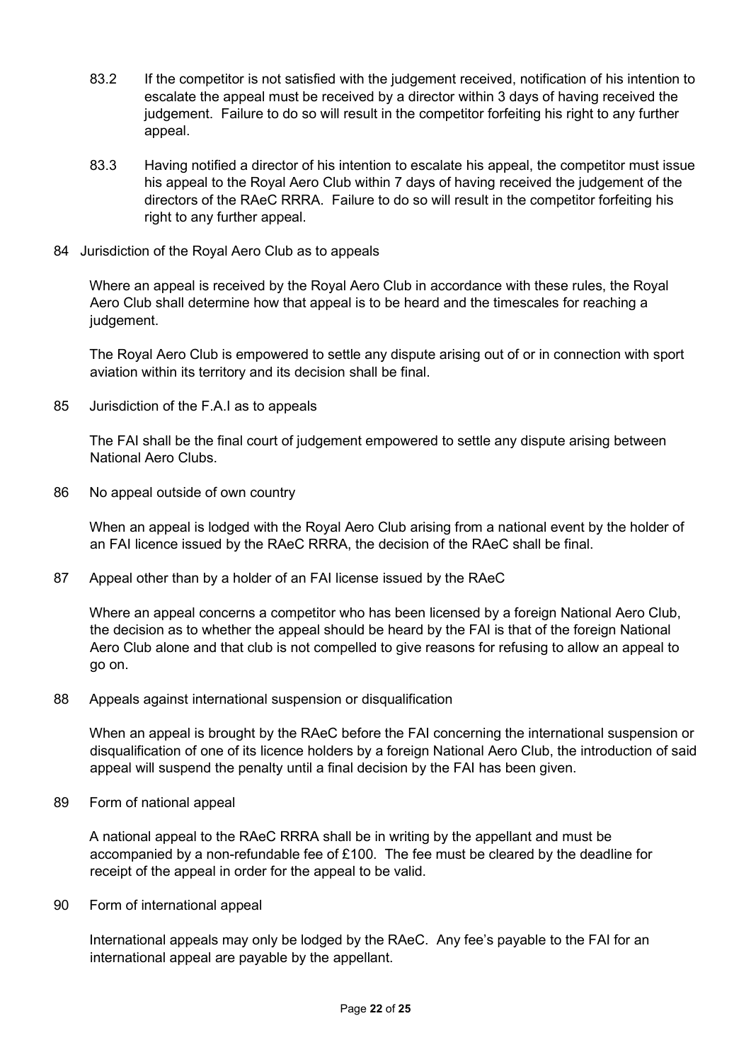83.2 If the competitor is not satisfied with the judgement received, notification of his intention to escalate the appeal must be received by a director within 3 days of having received the judgement. Failure to do so will result in the competitor forfeiting his right to any further appeal.

83.3 Having notified a director of his intention to escalate his appeal, the competitor must issue his appeal to the Royal Aero Club within 7 days of having received the judgement of the directors of the RAeC RRRA. Failure to do so will result in the competitor forfeiting his right to any further appeal.

## 84 Jurisdiction of the Royal Aero Club as to appeals

Where an appeal is received by the Royal Aero Club in accordance with these rules, the Royal Aero Club shall determine how that appeal is to be heard and the timescales for reaching a judgement.

The Royal Aero Club is empowered to settle any dispute arising out of or in connection with sport aviation within its territory and its decision shall be final.

## 85 Jurisdiction of the F.A.I as to appeals

The FAI shall be the final court of judgement empowered to settle any dispute arising between National Aero Clubs.

## 86 No appeal outside of own country

When an appeal is lodged with the Royal Aero Club arising from a national event by the holder of an FAI licence issued by the RAeC RRRA, the decision of the RAeC shall be final.

## 87 Appeal other than by a holder of an FAI license issued by the RAeC

Where an appeal concerns a competitor who has been licensed by a foreign National Aero Club, the decision as to whether the appeal should be heard by the FAI is that of the foreign National Aero Club alone and that club is not compelled to give reasons for refusing to allow an appeal to go on.

## 88 Appeals against international suspension or disqualification

When an appeal is brought by the RAeC before the FAI concerning the international suspension or disqualification of one of its licence holders by a foreign National Aero Club, the introduction of said appeal will suspend the penalty until a final decision by the FAI has been given.

## 89 Form of national appeal

A national appeal to the RAeC RRRA shall be in writing by the appellant and must be accompanied by a non-refundable fee of £100. The fee must be cleared by the deadline for receipt of the appeal in order for the appeal to be valid.

## 90 Form of international appeal

International appeals may only be lodged by the RAeC. Any fee's payable to the FAI for an international appeal are payable by the appellant.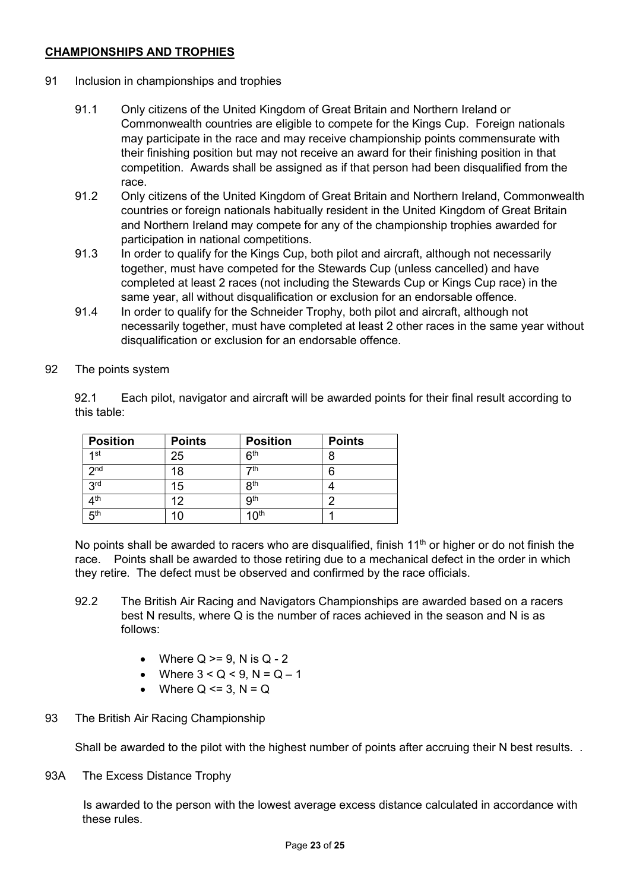## CHAMPIONSHIPS AND TROPHIES

91 Inclusion in championships and trophies

91.1 Only citizens of the United Kingdom of Great Britain and Northern Ireland or Commonwealth countries are eligible to compete for the Kings Cup. Foreign nationals may participate in the race and may receive championship points commensurate with their finishing position but may not receive an award for their finishing position in that competition. Awards shall be assigned as if that person had been disqualified from the race.

91.2 Only citizens of the United Kingdom of Great Britain and Northern Ireland, Commonwealth countries or foreign nationals habitually resident in the United Kingdom of Great Britain and Northern Ireland may compete for any of the championship trophies awarded for participation in national competitions.

91.3 In order to qualify for the Kings Cup, both pilot and aircraft, although not necessarily together, must have competed for the Stewards Cup (unless cancelled) and have completed at least 2 races (not including the Stewards Cup or Kings Cup race) in the same year, all without disqualification or exclusion for an endorsable offence.

91.4 In order to qualify for the Schneider Trophy, both pilot and aircraft, although not necessarily together, must have completed at least 2 other races in the same year without disqualification or exclusion for an endorsable offence.

92 The points system

92.1 Each pilot, navigator and aircraft will be awarded points for their final result according to this table:

| Position | Points | Position | Points |
|---|---|---|---|
| 1st | 25 | 6th | 8 |
| 2nd | 18 | 7th | 6 |
| 3rd | 15 | 8th | 4 |
| 4th | 12 | 9th | 2 |
| 5th | 10 | 10th | 1 |

No points shall be awarded to racers who are disqualified, finish 11th or higher or do not finish the race. Points shall be awarded to those retiring due to a mechanical defect in the order in which they retire. The defect must be observed and confirmed by the race officials.

92.2 The British Air Racing and Navigators Championships are awarded based on a racers best N results, where Q is the number of races achieved in the season and N is as follows:

- Where $Q >= 9$, N is $Q - 2$
- Where $3 < Q < 9$, $N = Q – 1$
- Where $Q <= 3$, $N = Q$

93 The British Air Racing Championship

Shall be awarded to the pilot with the highest number of points after accruing their N best results. .

93A The Excess Distance Trophy

Is awarded to the person with the lowest average excess distance calculated in accordance with these rules.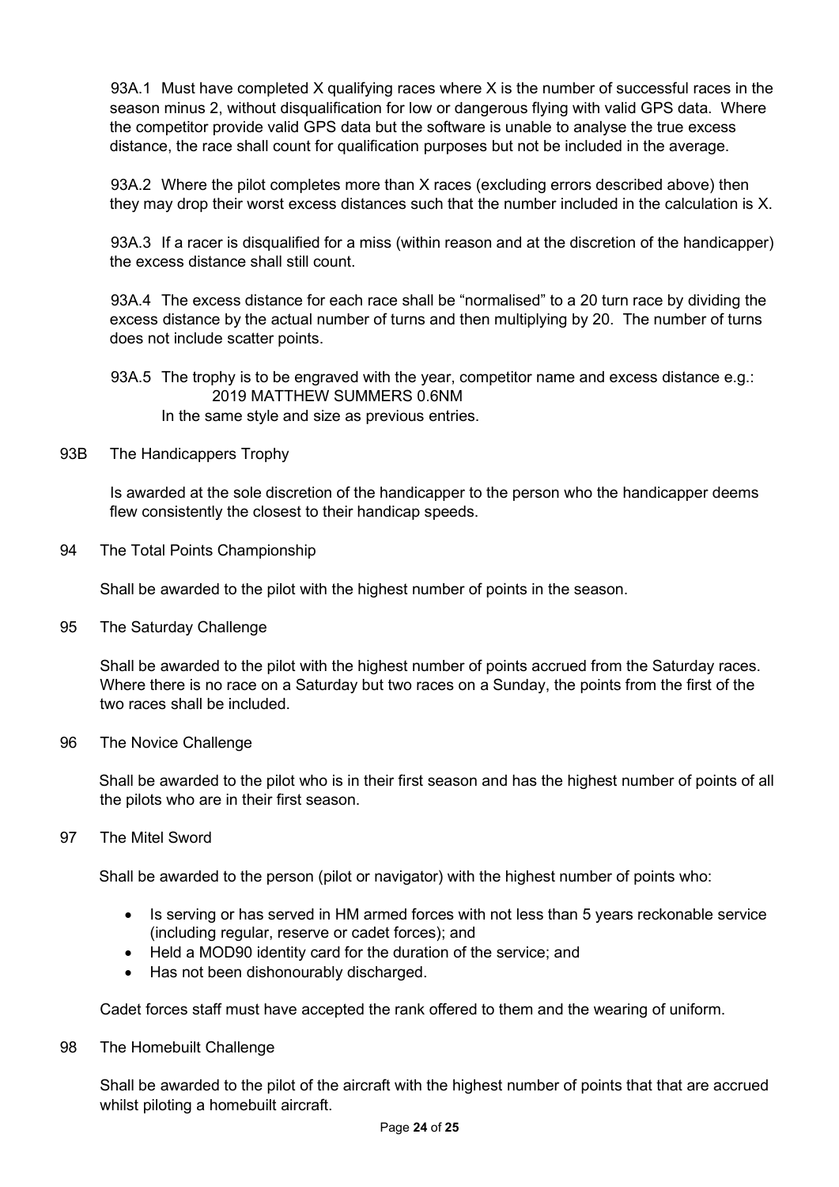93A.1 Must have completed X qualifying races where X is the number of successful races in the season minus 2, without disqualification for low or dangerous flying with valid GPS data. Where the competitor provide valid GPS data but the software is unable to analyse the true excess distance, the race shall count for qualification purposes but not be included in the average.

93A.2 Where the pilot completes more than X races (excluding errors described above) then they may drop their worst excess distances such that the number included in the calculation is X.

93A.3 If a racer is disqualified for a miss (within reason and at the discretion of the handicapper) the excess distance shall still count.

93A.4 The excess distance for each race shall be "normalised" to a 20 turn race by dividing the excess distance by the actual number of turns and then multiplying by 20. The number of turns does not include scatter points.

93A.5 The trophy is to be engraved with the year, competitor name and excess distance e.g.:

2019 MATTHEW SUMMERS 0.6NM

In the same style and size as previous entries.

93B The Handicappers Trophy

Is awarded at the sole discretion of the handicapper to the person who the handicapper deems flew consistently the closest to their handicap speeds.

94 The Total Points Championship

Shall be awarded to the pilot with the highest number of points in the season.

95 The Saturday Challenge

Shall be awarded to the pilot with the highest number of points accrued from the Saturday races. Where there is no race on a Saturday but two races on a Sunday, the points from the first of the two races shall be included.

96 The Novice Challenge

Shall be awarded to the pilot who is in their first season and has the highest number of points of all the pilots who are in their first season.

97 The Mitel Sword

Shall be awarded to the person (pilot or navigator) with the highest number of points who:

- Is serving or has served in HM armed forces with not less than 5 years reckonable service (including regular, reserve or cadet forces); and
- Held a MOD90 identity card for the duration of the service; and
- Has not been dishonourably discharged.

Cadet forces staff must have accepted the rank offered to them and the wearing of uniform.

98 The Homebuilt Challenge

Shall be awarded to the pilot of the aircraft with the highest number of points that that are accrued whilst piloting a homebuilt aircraft.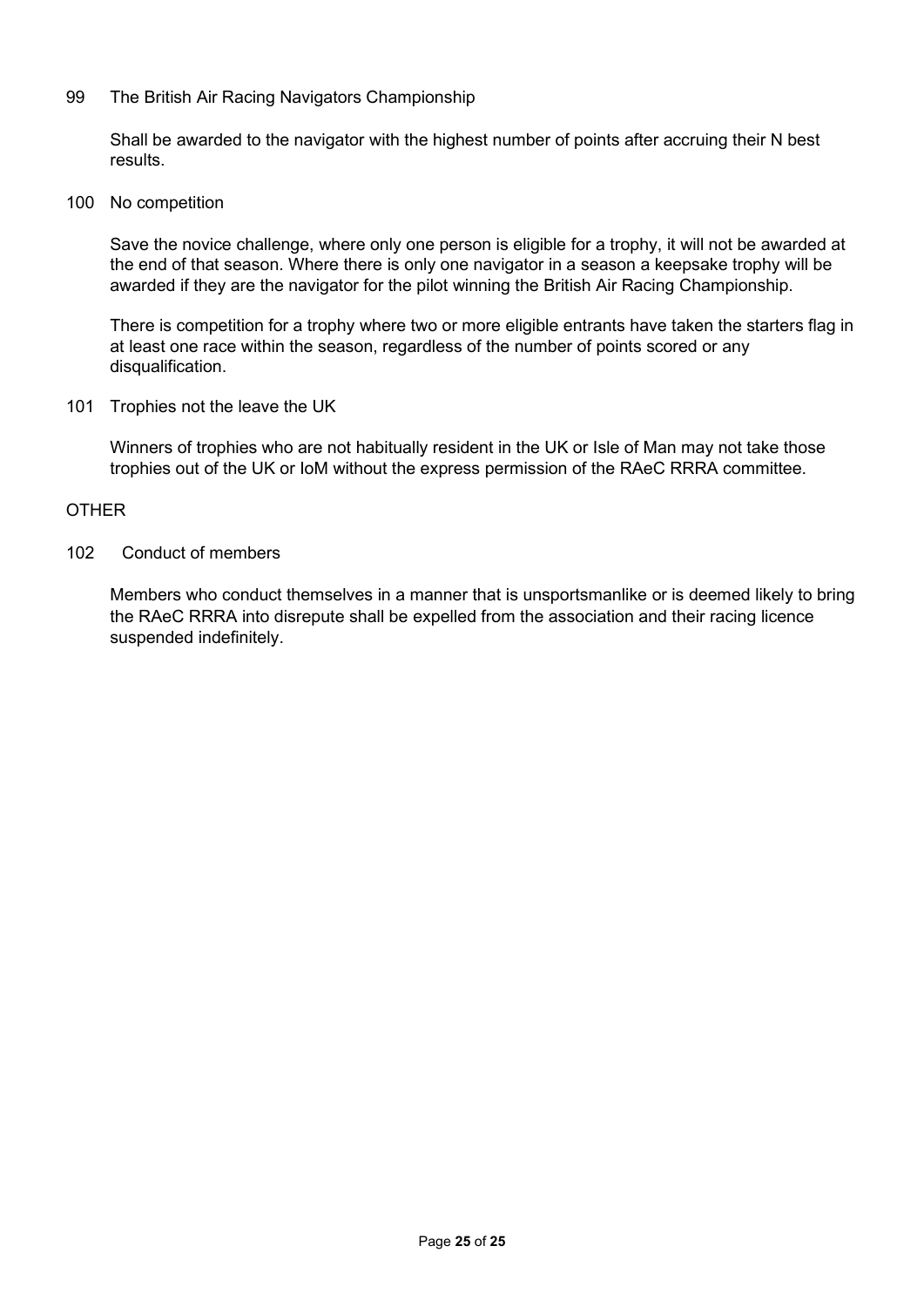99 The British Air Racing Navigators Championship

Shall be awarded to the navigator with the highest number of points after accruing their N best results.

100 No competition

Save the novice challenge, where only one person is eligible for a trophy, it will not be awarded at the end of that season. Where there is only one navigator in a season a keepsake trophy will be awarded if they are the navigator for the pilot winning the British Air Racing Championship.

There is competition for a trophy where two or more eligible entrants have taken the starters flag in at least one race within the season, regardless of the number of points scored or any disqualification.

101 Trophies not the leave the UK

Winners of trophies who are not habitually resident in the UK or Isle of Man may not take those trophies out of the UK or IoM without the express permission of the RAeC RRRA committee.

OTHER

102 Conduct of members

Members who conduct themselves in a manner that is unsportsmanlike or is deemed likely to bring the RAeC RRRA into disrepute shall be expelled from the association and their racing licence suspended indefinitely.